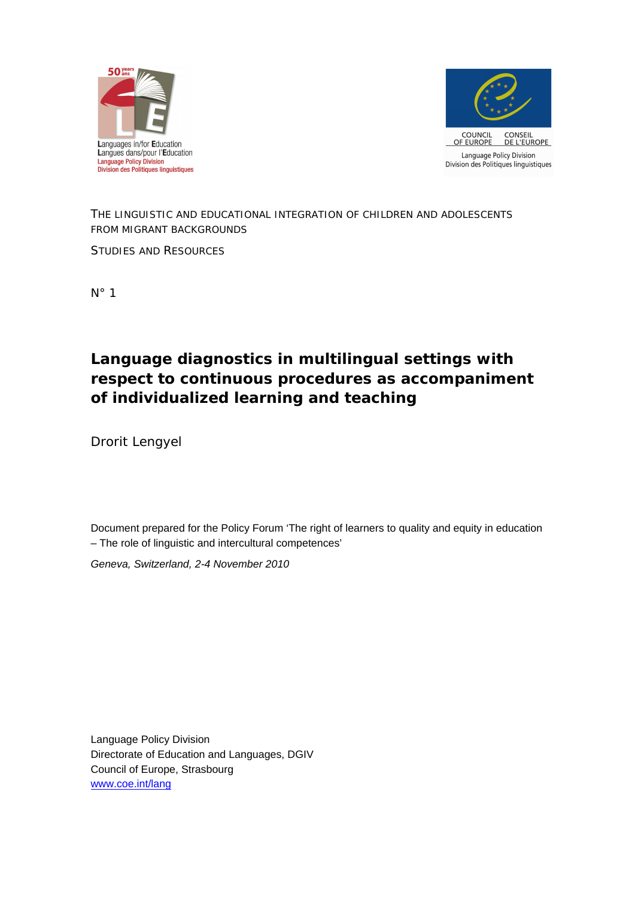Languages in/for Education
Langues dans/pour l'Education
Language Policy Division
Division des Politiques linguistiques

COUNCIL OF EUROPE
CONSEIL DE L'EUROPE
Language Policy Division
Division des Politiques linguistiques

THE LINGUISTIC AND EDUCATIONAL INTEGRATION OF CHILDREN AND ADOLESCENTS FROM MIGRANT BACKGROUNDS

STUDIES AND RESOURCES

N° 1

# Language diagnostics in multilingual settings with respect to continuous procedures as accompaniment of individualized learning and teaching

Drorit Lengyel

Document prepared for the Policy Forum 'The right of learners to quality and equity in education – The role of linguistic and intercultural competences'

*Geneva, Switzerland, 2-4 November 2010*

Language Policy Division
Directorate of Education and Languages, DGIV
Council of Europe, Strasbourg
www.coe.int/lang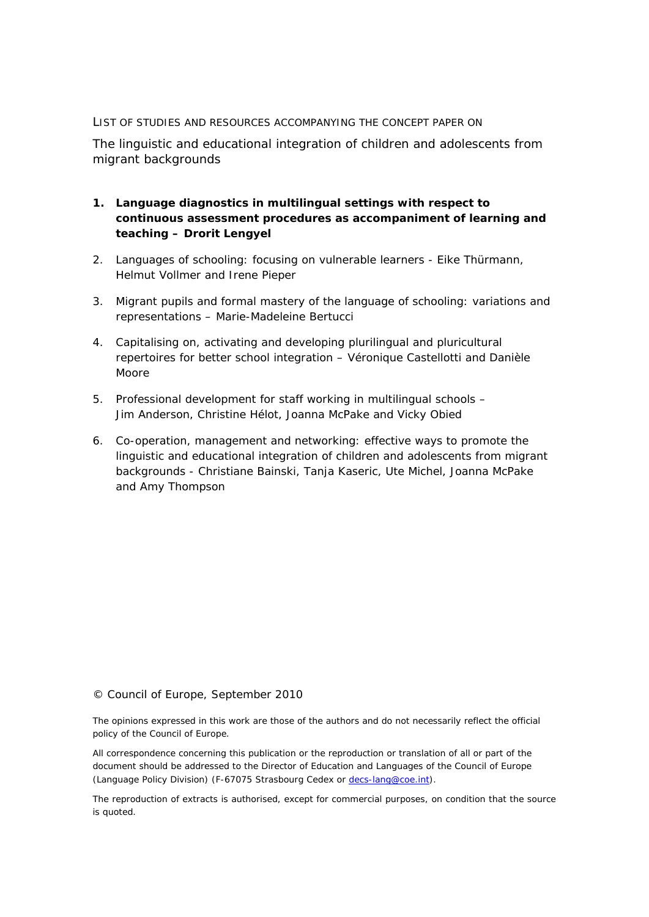LIST OF STUDIES AND RESOURCES ACCOMPANYING THE CONCEPT PAPER ON

The linguistic and educational integration of children and adolescents from migrant backgrounds

1. **Language diagnostics in multilingual settings with respect to continuous assessment procedures as accompaniment of learning and teaching – Drorit Lengyel**
2. Languages of schooling: focusing on vulnerable learners - Eike Thürmann, Helmut Vollmer and Irene Pieper
3. Migrant pupils and formal mastery of the language of schooling: variations and representations – Marie-Madeleine Bertucci
4. Capitalising on, activating and developing plurilingual and pluricultural repertoires for better school integration – Véronique Castellotti and Danièle Moore
5. Professional development for staff working in multilingual schools – Jim Anderson, Christine Hélot, Joanna McPake and Vicky Obied
6. Co-operation, management and networking: effective ways to promote the linguistic and educational integration of children and adolescents from migrant backgrounds - Christiane Bainski, Tanja Kaseric, Ute Michel, Joanna McPake and Amy Thompson

© Council of Europe, September 2010

The opinions expressed in this work are those of the authors and do not necessarily reflect the official policy of the Council of Europe.

All correspondence concerning this publication or the reproduction or translation of all or part of the document should be addressed to the Director of Education and Languages of the Council of Europe (Language Policy Division) (F-67075 Strasbourg Cedex or decs-lang@coe.int).

The reproduction of extracts is authorised, except for commercial purposes, on condition that the source is quoted.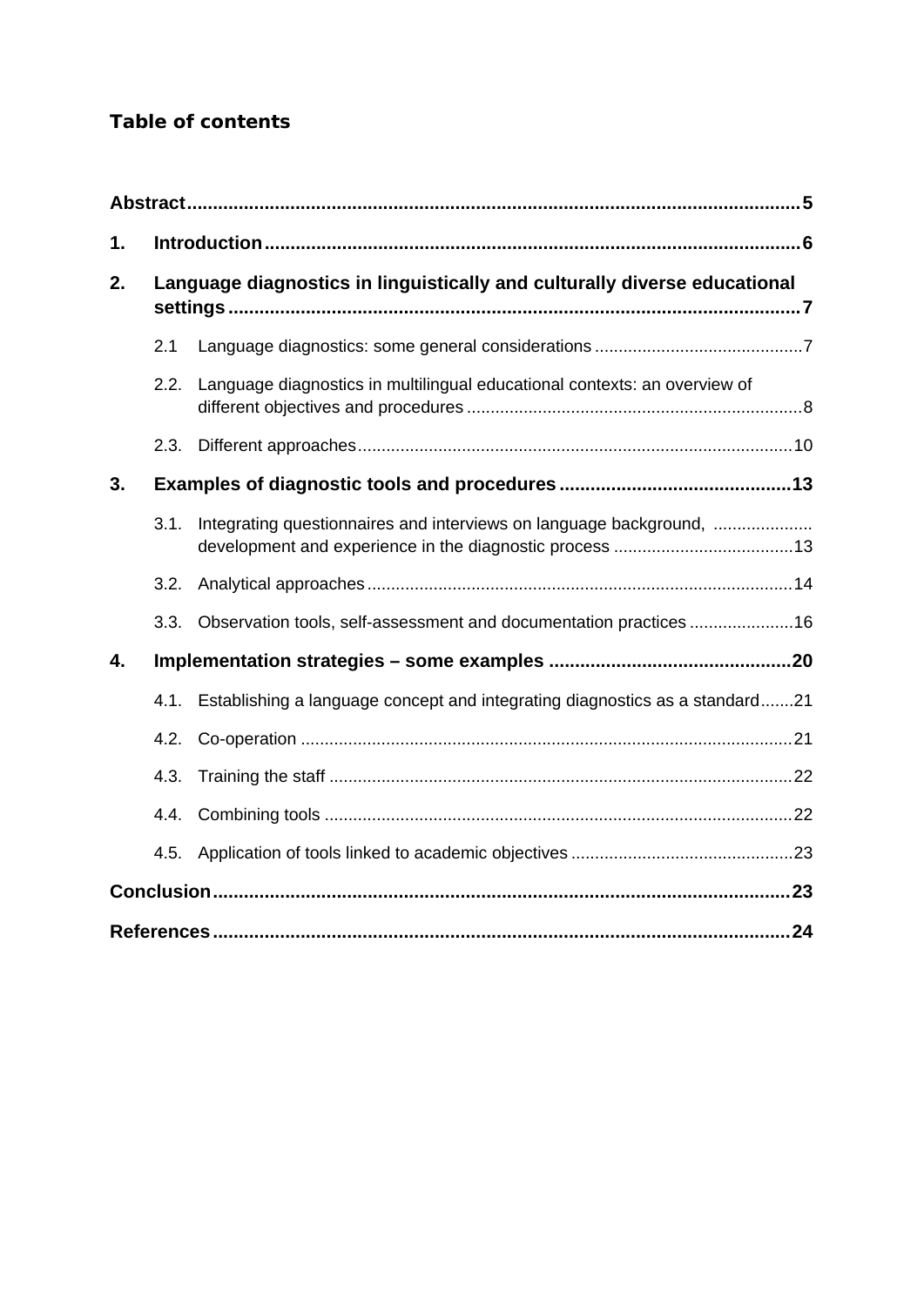**Table of contents**

**Abstract** ..... **5**

**1. Introduction** ..... **6**

**2. Language diagnostics in linguistically and culturally diverse educational settings** ..... **7**

- 2.1 Language diagnostics: some general considerations ..... 7
- 2.2. Language diagnostics in multilingual educational contexts: an overview of different objectives and procedures ..... 8
- 2.3. Different approaches ..... 10

**3. Examples of diagnostic tools and procedures** ..... **13**

- 3.1. Integrating questionnaires and interviews on language background, development and experience in the diagnostic process ..... 13
- 3.2. Analytical approaches ..... 14
- 3.3. Observation tools, self-assessment and documentation practices ..... 16

**4. Implementation strategies – some examples** ..... **20**

- 4.1. Establishing a language concept and integrating diagnostics as a standard ..... 21
- 4.2. Co-operation ..... 21
- 4.3. Training the staff ..... 22
- 4.4. Combining tools ..... 22
- 4.5. Application of tools linked to academic objectives ..... 23

**Conclusion** ..... **23**

**References** ..... **24**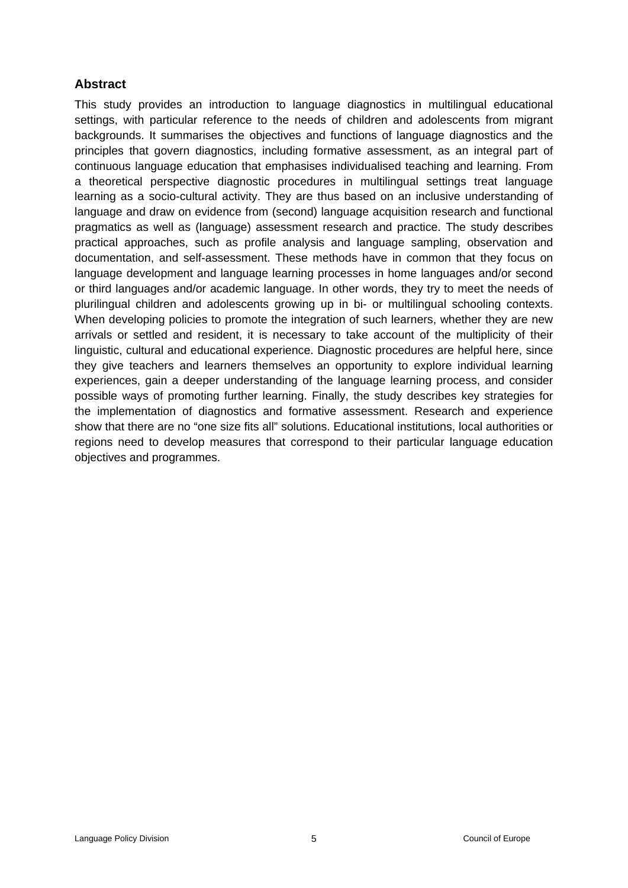## Abstract

This study provides an introduction to language diagnostics in multilingual educational settings, with particular reference to the needs of children and adolescents from migrant backgrounds. It summarises the objectives and functions of language diagnostics and the principles that govern diagnostics, including formative assessment, as an integral part of continuous language education that emphasises individualised teaching and learning. From a theoretical perspective diagnostic procedures in multilingual settings treat language learning as a socio-cultural activity. They are thus based on an inclusive understanding of language and draw on evidence from (second) language acquisition research and functional pragmatics as well as (language) assessment research and practice. The study describes practical approaches, such as profile analysis and language sampling, observation and documentation, and self-assessment. These methods have in common that they focus on language development and language learning processes in home languages and/or second or third languages and/or academic language. In other words, they try to meet the needs of plurilingual children and adolescents growing up in bi- or multilingual schooling contexts. When developing policies to promote the integration of such learners, whether they are new arrivals or settled and resident, it is necessary to take account of the multiplicity of their linguistic, cultural and educational experience. Diagnostic procedures are helpful here, since they give teachers and learners themselves an opportunity to explore individual learning experiences, gain a deeper understanding of the language learning process, and consider possible ways of promoting further learning. Finally, the study describes key strategies for the implementation of diagnostics and formative assessment. Research and experience show that there are no "one size fits all" solutions. Educational institutions, local authorities or regions need to develop measures that correspond to their particular language education objectives and programmes.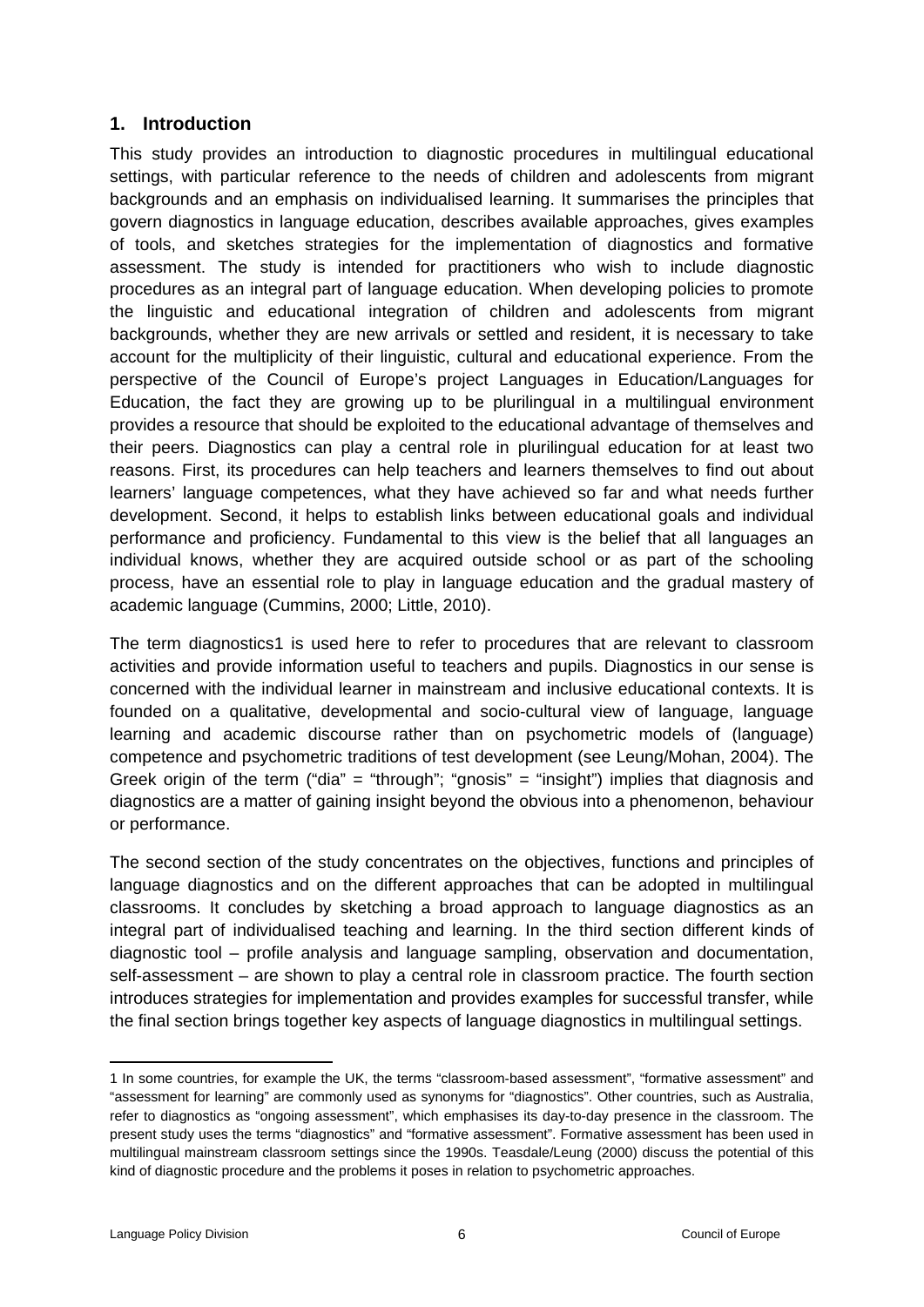## 1. Introduction

This study provides an introduction to diagnostic procedures in multilingual educational settings, with particular reference to the needs of children and adolescents from migrant backgrounds and an emphasis on individualised learning. It summarises the principles that govern diagnostics in language education, describes available approaches, gives examples of tools, and sketches strategies for the implementation of diagnostics and formative assessment. The study is intended for practitioners who wish to include diagnostic procedures as an integral part of language education. When developing policies to promote the linguistic and educational integration of children and adolescents from migrant backgrounds, whether they are new arrivals or settled and resident, it is necessary to take account for the multiplicity of their linguistic, cultural and educational experience. From the perspective of the Council of Europe's project Languages in Education/Languages for Education, the fact they are growing up to be plurilingual in a multilingual environment provides a resource that should be exploited to the educational advantage of themselves and their peers. Diagnostics can play a central role in plurilingual education for at least two reasons. First, its procedures can help teachers and learners themselves to find out about learners' language competences, what they have achieved so far and what needs further development. Second, it helps to establish links between educational goals and individual performance and proficiency. Fundamental to this view is the belief that all languages an individual knows, whether they are acquired outside school or as part of the schooling process, have an essential role to play in language education and the gradual mastery of academic language (Cummins, 2000; Little, 2010).

The term diagnostics[1] is used here to refer to procedures that are relevant to classroom activities and provide information useful to teachers and pupils. Diagnostics in our sense is concerned with the individual learner in mainstream and inclusive educational contexts. It is founded on a qualitative, developmental and socio-cultural view of language, language learning and academic discourse rather than on psychometric models of (language) competence and psychometric traditions of test development (see Leung/Mohan, 2004). The Greek origin of the term ("dia" = "through"; "gnosis" = "insight") implies that diagnosis and diagnostics are a matter of gaining insight beyond the obvious into a phenomenon, behaviour or performance.

The second section of the study concentrates on the objectives, functions and principles of language diagnostics and on the different approaches that can be adopted in multilingual classrooms. It concludes by sketching a broad approach to language diagnostics as an integral part of individualised teaching and learning. In the third section different kinds of diagnostic tool – profile analysis and language sampling, observation and documentation, self-assessment – are shown to play a central role in classroom practice. The fourth section introduces strategies for implementation and provides examples for successful transfer, while the final section brings together key aspects of language diagnostics in multilingual settings.

---

[1] In some countries, for example the UK, the terms "classroom-based assessment", "formative assessment" and "assessment for learning" are commonly used as synonyms for "diagnostics". Other countries, such as Australia, refer to diagnostics as "ongoing assessment", which emphasises its day-to-day presence in the classroom. The present study uses the terms "diagnostics" and "formative assessment". Formative assessment has been used in multilingual mainstream classroom settings since the 1990s. Teasdale/Leung (2000) discuss the potential of this kind of diagnostic procedure and the problems it poses in relation to psychometric approaches.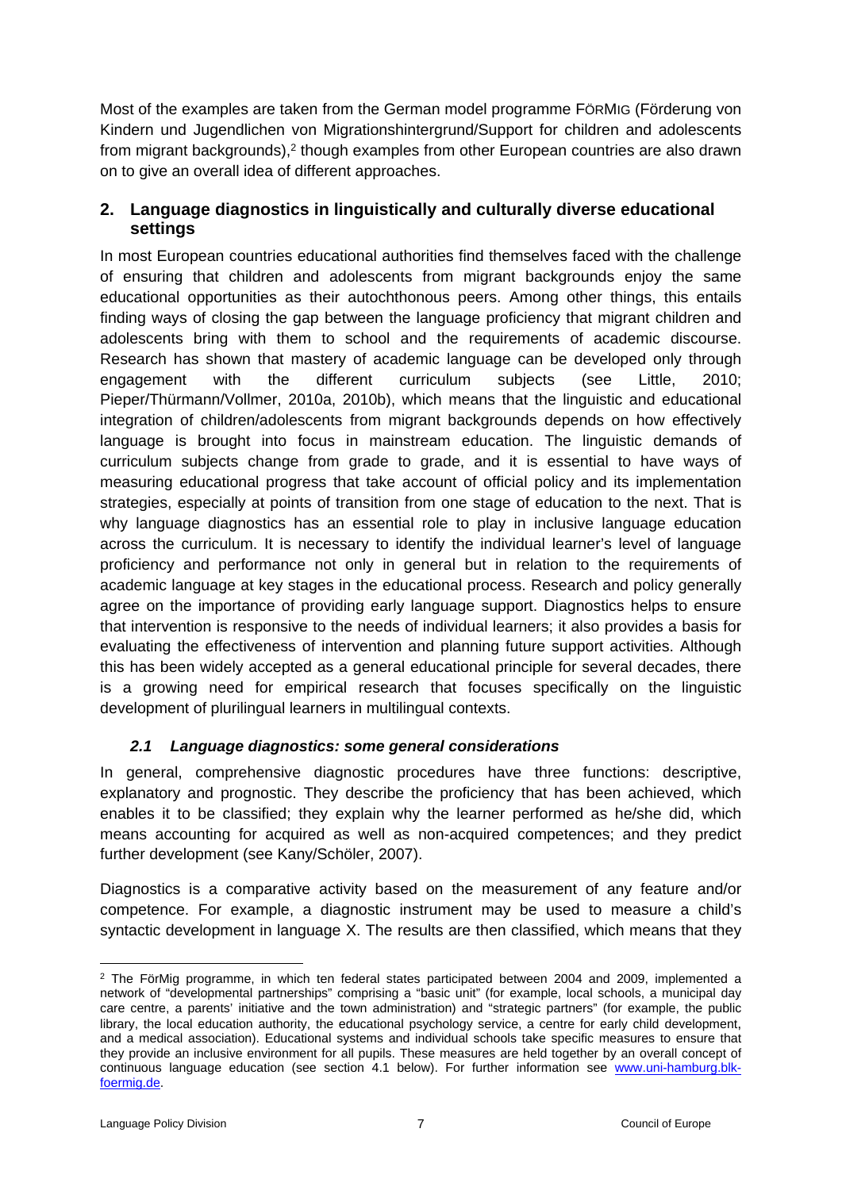Most of the examples are taken from the German model programme FÖRMIG (Förderung von Kindern und Jugendlichen von Migrationshintergrund/Support for children and adolescents from migrant backgrounds),[2] though examples from other European countries are also drawn on to give an overall idea of different approaches.

## 2. Language diagnostics in linguistically and culturally diverse educational settings

In most European countries educational authorities find themselves faced with the challenge of ensuring that children and adolescents from migrant backgrounds enjoy the same educational opportunities as their autochthonous peers. Among other things, this entails finding ways of closing the gap between the language proficiency that migrant children and adolescents bring with them to school and the requirements of academic discourse. Research has shown that mastery of academic language can be developed only through engagement with the different curriculum subjects (see Little, 2010; Pieper/Thürmann/Vollmer, 2010a, 2010b), which means that the linguistic and educational integration of children/adolescents from migrant backgrounds depends on how effectively language is brought into focus in mainstream education. The linguistic demands of curriculum subjects change from grade to grade, and it is essential to have ways of measuring educational progress that take account of official policy and its implementation strategies, especially at points of transition from one stage of education to the next. That is why language diagnostics has an essential role to play in inclusive language education across the curriculum. It is necessary to identify the individual learner's level of language proficiency and performance not only in general but in relation to the requirements of academic language at key stages in the educational process. Research and policy generally agree on the importance of providing early language support. Diagnostics helps to ensure that intervention is responsive to the needs of individual learners; it also provides a basis for evaluating the effectiveness of intervention and planning future support activities. Although this has been widely accepted as a general educational principle for several decades, there is a growing need for empirical research that focuses specifically on the linguistic development of plurilingual learners in multilingual contexts.

### *2.1 Language diagnostics: some general considerations*

In general, comprehensive diagnostic procedures have three functions: descriptive, explanatory and prognostic. They describe the proficiency that has been achieved, which enables it to be classified; they explain why the learner performed as he/she did, which means accounting for acquired as well as non-acquired competences; and they predict further development (see Kany/Schöler, 2007).

Diagnostics is a comparative activity based on the measurement of any feature and/or competence. For example, a diagnostic instrument may be used to measure a child's syntactic development in language X. The results are then classified, which means that they

---

[2] The FörMig programme, in which ten federal states participated between 2004 and 2009, implemented a network of "developmental partnerships" comprising a "basic unit" (for example, local schools, a municipal day care centre, a parents' initiative and the town administration) and "strategic partners" (for example, the public library, the local education authority, the educational psychology service, a centre for early child development, and a medical association). Educational systems and individual schools take specific measures to ensure that they provide an inclusive environment for all pupils. These measures are held together by an overall concept of continuous language education (see section 4.1 below). For further information see [www.uni-hamburg.blk-foermig.de](www.uni-hamburg.blk-foermig.de).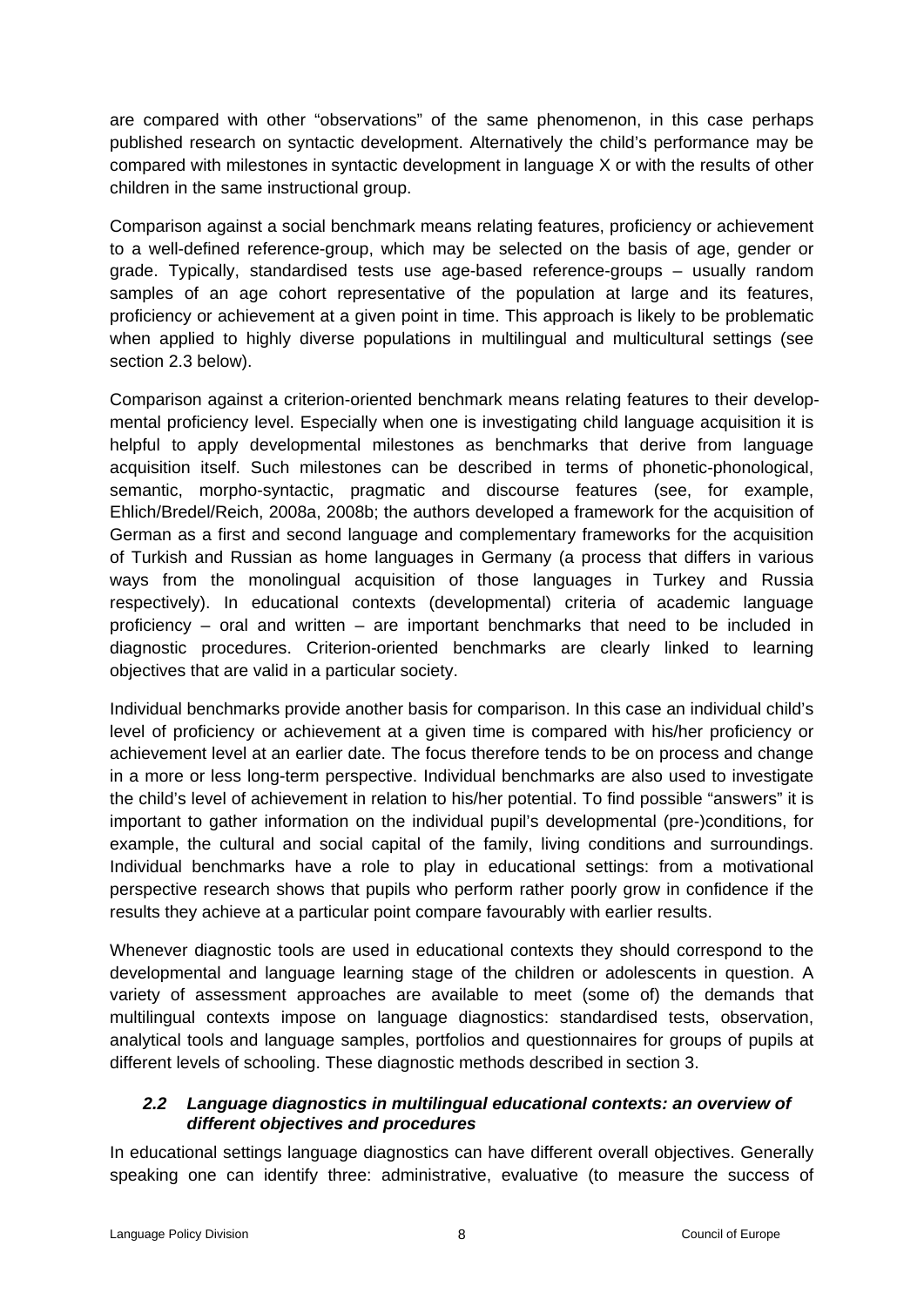are compared with other "observations" of the same phenomenon, in this case perhaps published research on syntactic development. Alternatively the child's performance may be compared with milestones in syntactic development in language X or with the results of other children in the same instructional group.

Comparison against a social benchmark means relating features, proficiency or achievement to a well-defined reference-group, which may be selected on the basis of age, gender or grade. Typically, standardised tests use age-based reference-groups – usually random samples of an age cohort representative of the population at large and its features, proficiency or achievement at a given point in time. This approach is likely to be problematic when applied to highly diverse populations in multilingual and multicultural settings (see section 2.3 below).

Comparison against a criterion-oriented benchmark means relating features to their developmental proficiency level. Especially when one is investigating child language acquisition it is helpful to apply developmental milestones as benchmarks that derive from language acquisition itself. Such milestones can be described in terms of phonetic-phonological, semantic, morpho-syntactic, pragmatic and discourse features (see, for example, Ehlich/Bredel/Reich, 2008a, 2008b; the authors developed a framework for the acquisition of German as a first and second language and complementary frameworks for the acquisition of Turkish and Russian as home languages in Germany (a process that differs in various ways from the monolingual acquisition of those languages in Turkey and Russia respectively). In educational contexts (developmental) criteria of academic language proficiency – oral and written – are important benchmarks that need to be included in diagnostic procedures. Criterion-oriented benchmarks are clearly linked to learning objectives that are valid in a particular society.

Individual benchmarks provide another basis for comparison. In this case an individual child's level of proficiency or achievement at a given time is compared with his/her proficiency or achievement level at an earlier date. The focus therefore tends to be on process and change in a more or less long-term perspective. Individual benchmarks are also used to investigate the child's level of achievement in relation to his/her potential. To find possible "answers" it is important to gather information on the individual pupil's developmental (pre-)conditions, for example, the cultural and social capital of the family, living conditions and surroundings. Individual benchmarks have a role to play in educational settings: from a motivational perspective research shows that pupils who perform rather poorly grow in confidence if the results they achieve at a particular point compare favourably with earlier results.

Whenever diagnostic tools are used in educational contexts they should correspond to the developmental and language learning stage of the children or adolescents in question. A variety of assessment approaches are available to meet (some of) the demands that multilingual contexts impose on language diagnostics: standardised tests, observation, analytical tools and language samples, portfolios and questionnaires for groups of pupils at different levels of schooling. These diagnostic methods described in section 3.

### *2.2 Language diagnostics in multilingual educational contexts: an overview of different objectives and procedures*

In educational settings language diagnostics can have different overall objectives. Generally speaking one can identify three: administrative, evaluative (to measure the success of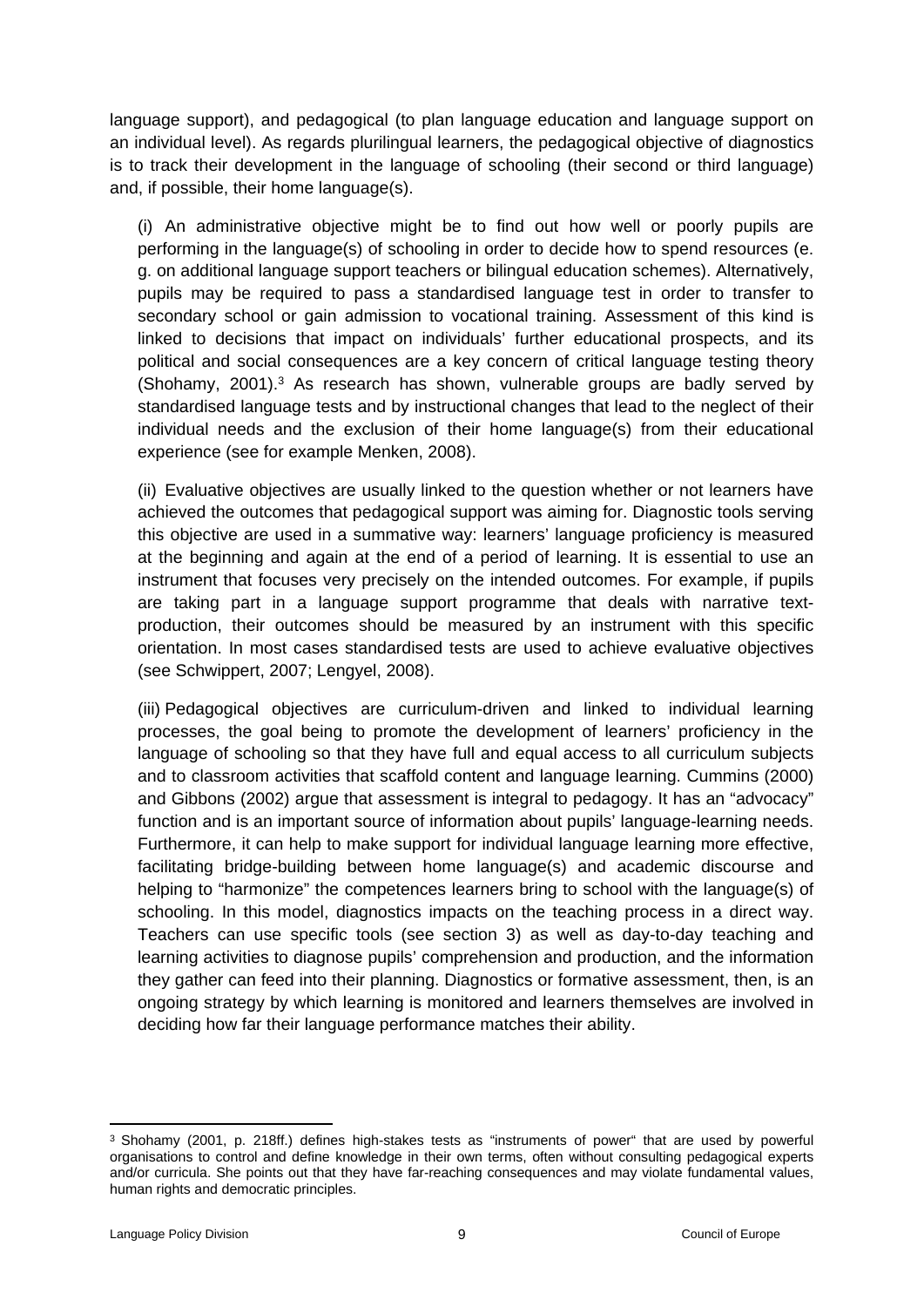language support), and pedagogical (to plan language education and language support on an individual level). As regards plurilingual learners, the pedagogical objective of diagnostics is to track their development in the language of schooling (their second or third language) and, if possible, their home language(s).

(i) An administrative objective might be to find out how well or poorly pupils are performing in the language(s) of schooling in order to decide how to spend resources (e. g. on additional language support teachers or bilingual education schemes). Alternatively, pupils may be required to pass a standardised language test in order to transfer to secondary school or gain admission to vocational training. Assessment of this kind is linked to decisions that impact on individuals' further educational prospects, and its political and social consequences are a key concern of critical language testing theory (Shohamy, 2001).[3] As research has shown, vulnerable groups are badly served by standardised language tests and by instructional changes that lead to the neglect of their individual needs and the exclusion of their home language(s) from their educational experience (see for example Menken, 2008).

(ii) Evaluative objectives are usually linked to the question whether or not learners have achieved the outcomes that pedagogical support was aiming for. Diagnostic tools serving this objective are used in a summative way: learners' language proficiency is measured at the beginning and again at the end of a period of learning. It is essential to use an instrument that focuses very precisely on the intended outcomes. For example, if pupils are taking part in a language support programme that deals with narrative text-production, their outcomes should be measured by an instrument with this specific orientation. In most cases standardised tests are used to achieve evaluative objectives (see Schwippert, 2007; Lengyel, 2008).

(iii) Pedagogical objectives are curriculum-driven and linked to individual learning processes, the goal being to promote the development of learners' proficiency in the language of schooling so that they have full and equal access to all curriculum subjects and to classroom activities that scaffold content and language learning. Cummins (2000) and Gibbons (2002) argue that assessment is integral to pedagogy. It has an "advocacy" function and is an important source of information about pupils' language-learning needs. Furthermore, it can help to make support for individual language learning more effective, facilitating bridge-building between home language(s) and academic discourse and helping to "harmonize" the competences learners bring to school with the language(s) of schooling. In this model, diagnostics impacts on the teaching process in a direct way. Teachers can use specific tools (see section 3) as well as day-to-day teaching and learning activities to diagnose pupils' comprehension and production, and the information they gather can feed into their planning. Diagnostics or formative assessment, then, is an ongoing strategy by which learning is monitored and learners themselves are involved in deciding how far their language performance matches their ability.

---

[3] Shohamy (2001, p. 218ff.) defines high-stakes tests as "instruments of power" that are used by powerful organisations to control and define knowledge in their own terms, often without consulting pedagogical experts and/or curricula. She points out that they have far-reaching consequences and may violate fundamental values, human rights and democratic principles.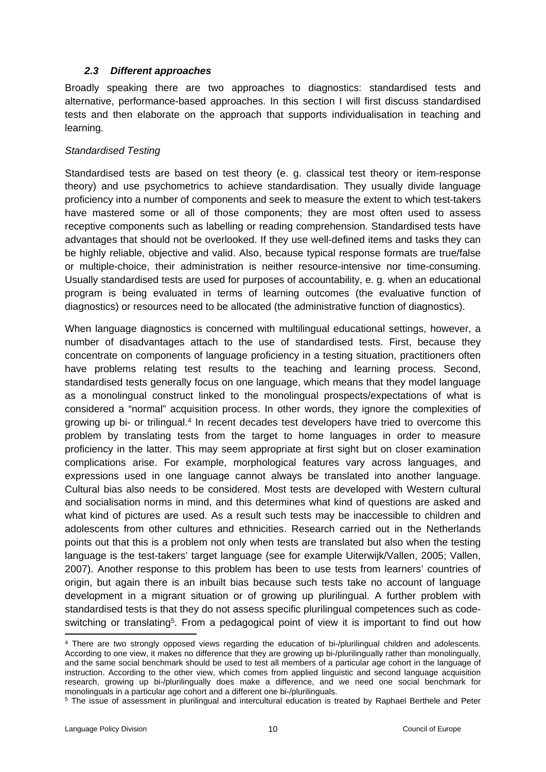### *2.3 Different approaches*

Broadly speaking there are two approaches to diagnostics: standardised tests and alternative, performance-based approaches. In this section I will first discuss standardised tests and then elaborate on the approach that supports individualisation in teaching and learning.

*Standardised Testing*

Standardised tests are based on test theory (e. g. classical test theory or item-response theory) and use psychometrics to achieve standardisation. They usually divide language proficiency into a number of components and seek to measure the extent to which test-takers have mastered some or all of those components; they are most often used to assess receptive components such as labelling or reading comprehension. Standardised tests have advantages that should not be overlooked. If they use well-defined items and tasks they can be highly reliable, objective and valid. Also, because typical response formats are true/false or multiple-choice, their administration is neither resource-intensive nor time-consuming. Usually standardised tests are used for purposes of accountability, e. g. when an educational program is being evaluated in terms of learning outcomes (the evaluative function of diagnostics) or resources need to be allocated (the administrative function of diagnostics).

When language diagnostics is concerned with multilingual educational settings, however, a number of disadvantages attach to the use of standardised tests. First, because they concentrate on components of language proficiency in a testing situation, practitioners often have problems relating test results to the teaching and learning process. Second, standardised tests generally focus on one language, which means that they model language as a monolingual construct linked to the monolingual prospects/expectations of what is considered a "normal" acquisition process. In other words, they ignore the complexities of growing up bi- or trilingual.[4] In recent decades test developers have tried to overcome this problem by translating tests from the target to home languages in order to measure proficiency in the latter. This may seem appropriate at first sight but on closer examination complications arise. For example, morphological features vary across languages, and expressions used in one language cannot always be translated into another language. Cultural bias also needs to be considered. Most tests are developed with Western cultural and socialisation norms in mind, and this determines what kind of questions are asked and what kind of pictures are used. As a result such tests may be inaccessible to children and adolescents from other cultures and ethnicities. Research carried out in the Netherlands points out that this is a problem not only when tests are translated but also when the testing language is the test-takers' target language (see for example Uiterwijk/Vallen, 2005; Vallen, 2007). Another response to this problem has been to use tests from learners' countries of origin, but again there is an inbuilt bias because such tests take no account of language development in a migrant situation or of growing up plurilingual. A further problem with standardised tests is that they do not assess specific plurilingual competences such as code-switching or translating[5]. From a pedagogical point of view it is important to find out how

---

[4] There are two strongly opposed views regarding the education of bi-/plurilingual children and adolescents. According to one view, it makes no difference that they are growing up bi-/plurilingually rather than monolingually, and the same social benchmark should be used to test all members of a particular age cohort in the language of instruction. According to the other view, which comes from applied linguistic and second language acquisition research, growing up bi-/plurilingually does make a difference, and we need one social benchmark for monolinguals in a particular age cohort and a different one bi-/plurilinguals.

[5] The issue of assessment in plurilingual and intercultural education is treated by Raphael Berthele and Peter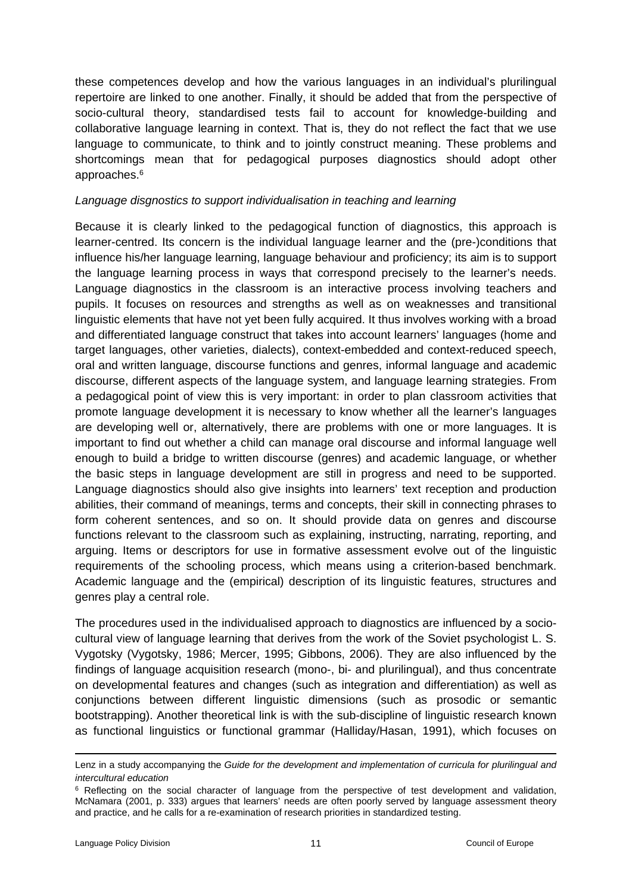these competences develop and how the various languages in an individual's plurilingual repertoire are linked to one another. Finally, it should be added that from the perspective of socio-cultural theory, standardised tests fail to account for knowledge-building and collaborative language learning in context. That is, they do not reflect the fact that we use language to communicate, to think and to jointly construct meaning. These problems and shortcomings mean that for pedagogical purposes diagnostics should adopt other approaches.[6]

*Language disgnostics to support individualisation in teaching and learning*

Because it is clearly linked to the pedagogical function of diagnostics, this approach is learner-centred. Its concern is the individual language learner and the (pre-)conditions that influence his/her language learning, language behaviour and proficiency; its aim is to support the language learning process in ways that correspond precisely to the learner's needs. Language diagnostics in the classroom is an interactive process involving teachers and pupils. It focuses on resources and strengths as well as on weaknesses and transitional linguistic elements that have not yet been fully acquired. It thus involves working with a broad and differentiated language construct that takes into account learners' languages (home and target languages, other varieties, dialects), context-embedded and context-reduced speech, oral and written language, discourse functions and genres, informal language and academic discourse, different aspects of the language system, and language learning strategies. From a pedagogical point of view this is very important: in order to plan classroom activities that promote language development it is necessary to know whether all the learner's languages are developing well or, alternatively, there are problems with one or more languages. It is important to find out whether a child can manage oral discourse and informal language well enough to build a bridge to written discourse (genres) and academic language, or whether the basic steps in language development are still in progress and need to be supported. Language diagnostics should also give insights into learners' text reception and production abilities, their command of meanings, terms and concepts, their skill in connecting phrases to form coherent sentences, and so on. It should provide data on genres and discourse functions relevant to the classroom such as explaining, instructing, narrating, reporting, and arguing. Items or descriptors for use in formative assessment evolve out of the linguistic requirements of the schooling process, which means using a criterion-based benchmark. Academic language and the (empirical) description of its linguistic features, structures and genres play a central role.

The procedures used in the individualised approach to diagnostics are influenced by a socio-cultural view of language learning that derives from the work of the Soviet psychologist L. S. Vygotsky (Vygotsky, 1986; Mercer, 1995; Gibbons, 2006). They are also influenced by the findings of language acquisition research (mono-, bi- and plurilingual), and thus concentrate on developmental features and changes (such as integration and differentiation) as well as conjunctions between different linguistic dimensions (such as prosodic or semantic bootstrapping). Another theoretical link is with the sub-discipline of linguistic research known as functional linguistics or functional grammar (Halliday/Hasan, 1991), which focuses on

---

Lenz in a study accompanying the *Guide for the development and implementation of curricula for plurilingual and intercultural education*

[6] Reflecting on the social character of language from the perspective of test development and validation, McNamara (2001, p. 333) argues that learners' needs are often poorly served by language assessment theory and practice, and he calls for a re-examination of research priorities in standardized testing.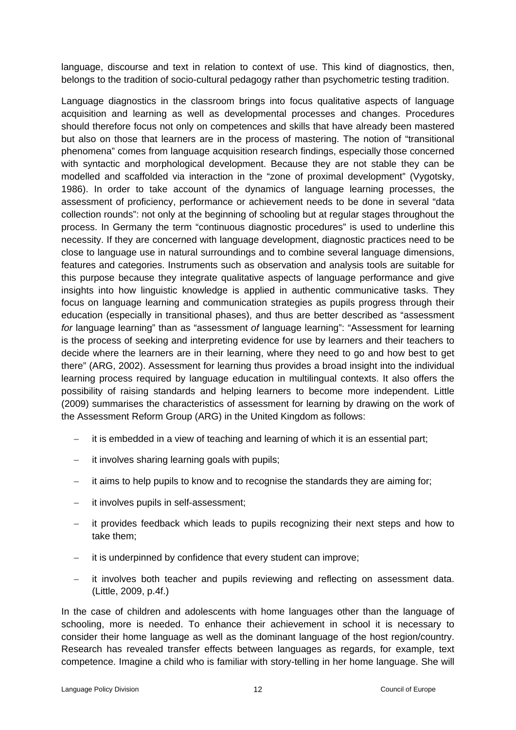language, discourse and text in relation to context of use. This kind of diagnostics, then, belongs to the tradition of socio-cultural pedagogy rather than psychometric testing tradition.

Language diagnostics in the classroom brings into focus qualitative aspects of language acquisition and learning as well as developmental processes and changes. Procedures should therefore focus not only on competences and skills that have already been mastered but also on those that learners are in the process of mastering. The notion of "transitional phenomena" comes from language acquisition research findings, especially those concerned with syntactic and morphological development. Because they are not stable they can be modelled and scaffolded via interaction in the "zone of proximal development" (Vygotsky, 1986). In order to take account of the dynamics of language learning processes, the assessment of proficiency, performance or achievement needs to be done in several "data collection rounds": not only at the beginning of schooling but at regular stages throughout the process. In Germany the term "continuous diagnostic procedures" is used to underline this necessity. If they are concerned with language development, diagnostic practices need to be close to language use in natural surroundings and to combine several language dimensions, features and categories. Instruments such as observation and analysis tools are suitable for this purpose because they integrate qualitative aspects of language performance and give insights into how linguistic knowledge is applied in authentic communicative tasks. They focus on language learning and communication strategies as pupils progress through their education (especially in transitional phases), and thus are better described as "assessment *for* language learning" than as "assessment *of* language learning": "Assessment for learning is the process of seeking and interpreting evidence for use by learners and their teachers to decide where the learners are in their learning, where they need to go and how best to get there" (ARG, 2002). Assessment for learning thus provides a broad insight into the individual learning process required by language education in multilingual contexts. It also offers the possibility of raising standards and helping learners to become more independent. Little (2009) summarises the characteristics of assessment for learning by drawing on the work of the Assessment Reform Group (ARG) in the United Kingdom as follows:

- it is embedded in a view of teaching and learning of which it is an essential part;
- it involves sharing learning goals with pupils;
- it aims to help pupils to know and to recognise the standards they are aiming for;
- it involves pupils in self-assessment;
- it provides feedback which leads to pupils recognizing their next steps and how to take them;
- it is underpinned by confidence that every student can improve;
- it involves both teacher and pupils reviewing and reflecting on assessment data. (Little, 2009, p.4f.)

In the case of children and adolescents with home languages other than the language of schooling, more is needed. To enhance their achievement in school it is necessary to consider their home language as well as the dominant language of the host region/country. Research has revealed transfer effects between languages as regards, for example, text competence. Imagine a child who is familiar with story-telling in her home language. She will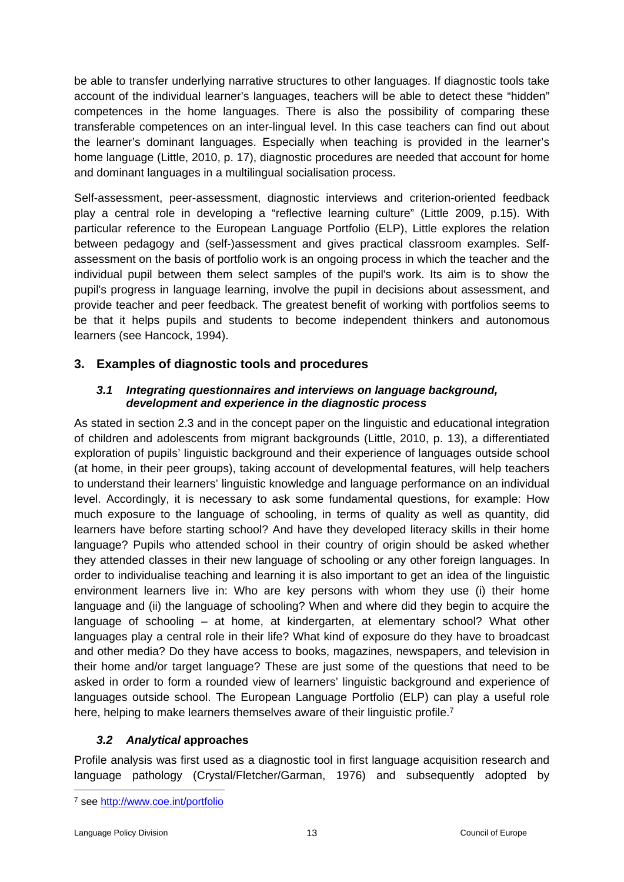be able to transfer underlying narrative structures to other languages. If diagnostic tools take account of the individual learner's languages, teachers will be able to detect these "hidden" competences in the home languages. There is also the possibility of comparing these transferable competences on an inter-lingual level. In this case teachers can find out about the learner's dominant languages. Especially when teaching is provided in the learner's home language (Little, 2010, p. 17), diagnostic procedures are needed that account for home and dominant languages in a multilingual socialisation process.

Self-assessment, peer-assessment, diagnostic interviews and criterion-oriented feedback play a central role in developing a "reflective learning culture" (Little 2009, p.15). With particular reference to the European Language Portfolio (ELP), Little explores the relation between pedagogy and (self-)assessment and gives practical classroom examples. Self-assessment on the basis of portfolio work is an ongoing process in which the teacher and the individual pupil between them select samples of the pupil's work. Its aim is to show the pupil's progress in language learning, involve the pupil in decisions about assessment, and provide teacher and peer feedback. The greatest benefit of working with portfolios seems to be that it helps pupils and students to become independent thinkers and autonomous learners (see Hancock, 1994).

## 3. Examples of diagnostic tools and procedures

### *3.1 Integrating questionnaires and interviews on language background, development and experience in the diagnostic process*

As stated in section 2.3 and in the concept paper on the linguistic and educational integration of children and adolescents from migrant backgrounds (Little, 2010, p. 13), a differentiated exploration of pupils' linguistic background and their experience of languages outside school (at home, in their peer groups), taking account of developmental features, will help teachers to understand their learners' linguistic knowledge and language performance on an individual level. Accordingly, it is necessary to ask some fundamental questions, for example: How much exposure to the language of schooling, in terms of quality as well as quantity, did learners have before starting school? And have they developed literacy skills in their home language? Pupils who attended school in their country of origin should be asked whether they attended classes in their new language of schooling or any other foreign languages. In order to individualise teaching and learning it is also important to get an idea of the linguistic environment learners live in: Who are key persons with whom they use (i) their home language and (ii) the language of schooling? When and where did they begin to acquire the language of schooling – at home, at kindergarten, at elementary school? What other languages play a central role in their life? What kind of exposure do they have to broadcast and other media? Do they have access to books, magazines, newspapers, and television in their home and/or target language? These are just some of the questions that need to be asked in order to form a rounded view of learners' linguistic background and experience of languages outside school. The European Language Portfolio (ELP) can play a useful role here, helping to make learners themselves aware of their linguistic profile.[7]

### *3.2 Analytical* approaches

Profile analysis was first used as a diagnostic tool in first language acquisition research and language pathology (Crystal/Fletcher/Garman, 1976) and subsequently adopted by

[7] see http://www.coe.int/portfolio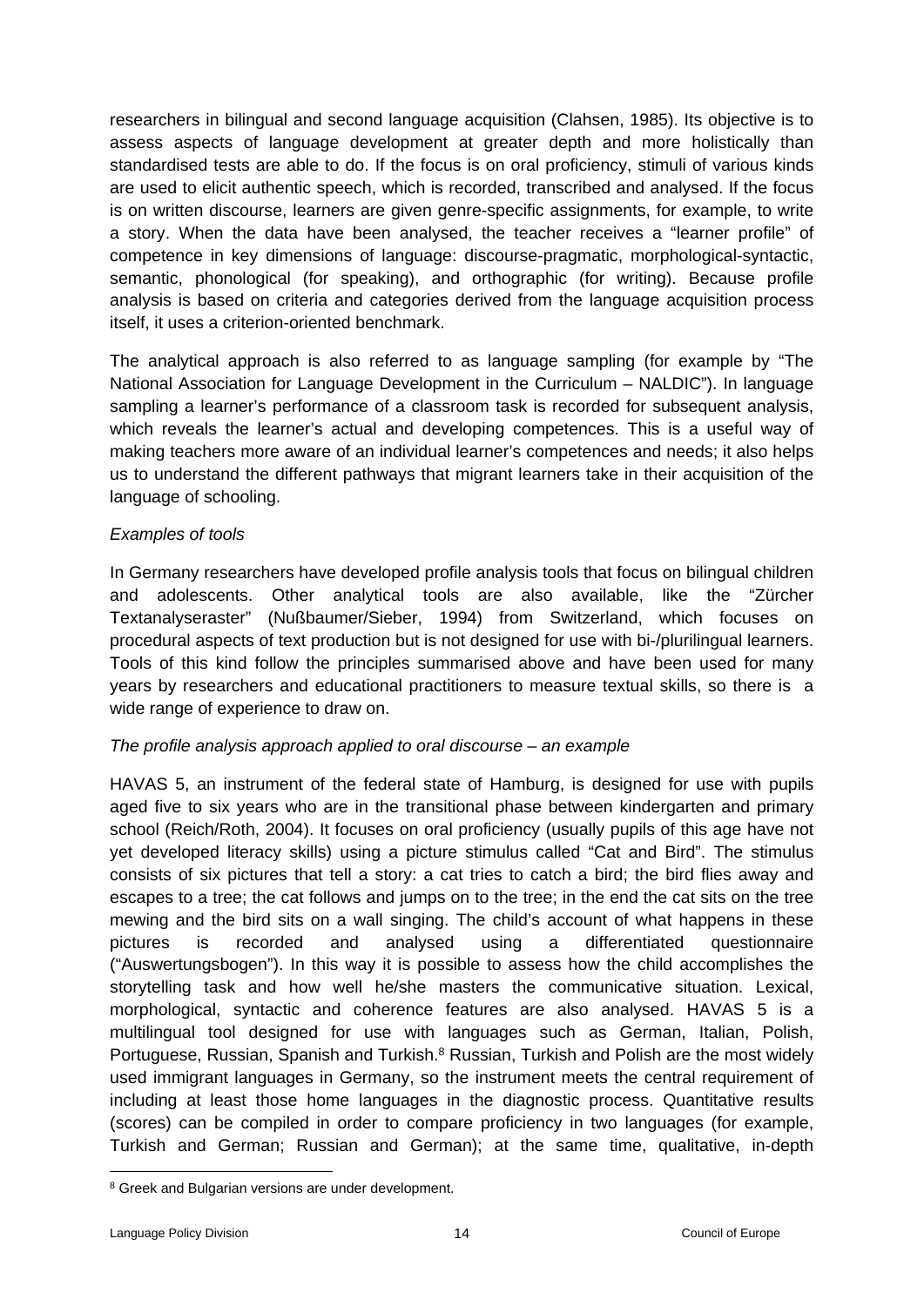researchers in bilingual and second language acquisition (Clahsen, 1985). Its objective is to assess aspects of language development at greater depth and more holistically than standardised tests are able to do. If the focus is on oral proficiency, stimuli of various kinds are used to elicit authentic speech, which is recorded, transcribed and analysed. If the focus is on written discourse, learners are given genre-specific assignments, for example, to write a story. When the data have been analysed, the teacher receives a "learner profile" of competence in key dimensions of language: discourse-pragmatic, morphological-syntactic, semantic, phonological (for speaking), and orthographic (for writing). Because profile analysis is based on criteria and categories derived from the language acquisition process itself, it uses a criterion-oriented benchmark.

The analytical approach is also referred to as language sampling (for example by "The National Association for Language Development in the Curriculum – NALDIC"). In language sampling a learner's performance of a classroom task is recorded for subsequent analysis, which reveals the learner's actual and developing competences. This is a useful way of making teachers more aware of an individual learner's competences and needs; it also helps us to understand the different pathways that migrant learners take in their acquisition of the language of schooling.

*Examples of tools*

In Germany researchers have developed profile analysis tools that focus on bilingual children and adolescents. Other analytical tools are also available, like the "Zürcher Textanalyseraster" (Nußbaumer/Sieber, 1994) from Switzerland, which focuses on procedural aspects of text production but is not designed for use with bi-/plurilingual learners. Tools of this kind follow the principles summarised above and have been used for many years by researchers and educational practitioners to measure textual skills, so there is a wide range of experience to draw on.

*The profile analysis approach applied to oral discourse – an example*

HAVAS 5, an instrument of the federal state of Hamburg, is designed for use with pupils aged five to six years who are in the transitional phase between kindergarten and primary school (Reich/Roth, 2004). It focuses on oral proficiency (usually pupils of this age have not yet developed literacy skills) using a picture stimulus called "Cat and Bird". The stimulus consists of six pictures that tell a story: a cat tries to catch a bird; the bird flies away and escapes to a tree; the cat follows and jumps on to the tree; in the end the cat sits on the tree mewing and the bird sits on a wall singing. The child's account of what happens in these pictures is recorded and analysed using a differentiated questionnaire ("Auswertungsbogen"). In this way it is possible to assess how the child accomplishes the storytelling task and how well he/she masters the communicative situation. Lexical, morphological, syntactic and coherence features are also analysed. HAVAS 5 is a multilingual tool designed for use with languages such as German, Italian, Polish, Portuguese, Russian, Spanish and Turkish.[8] Russian, Turkish and Polish are the most widely used immigrant languages in Germany, so the instrument meets the central requirement of including at least those home languages in the diagnostic process. Quantitative results (scores) can be compiled in order to compare proficiency in two languages (for example, Turkish and German; Russian and German); at the same time, qualitative, in-depth

[8] Greek and Bulgarian versions are under development.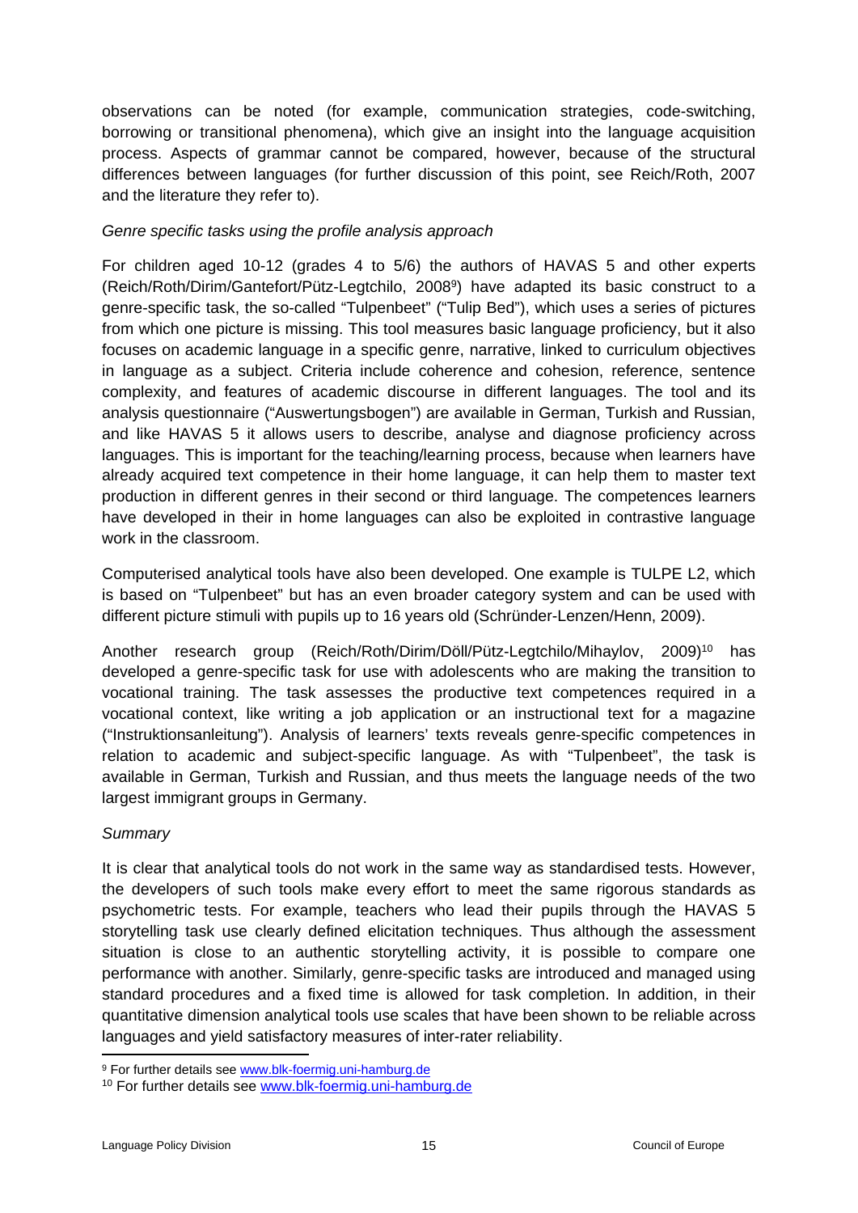observations can be noted (for example, communication strategies, code-switching, borrowing or transitional phenomena), which give an insight into the language acquisition process. Aspects of grammar cannot be compared, however, because of the structural differences between languages (for further discussion of this point, see Reich/Roth, 2007 and the literature they refer to).

*Genre specific tasks using the profile analysis approach*

For children aged 10-12 (grades 4 to 5/6) the authors of HAVAS 5 and other experts (Reich/Roth/Dirim/Gantefort/Pütz-Legtchilo, 2008[9]) have adapted its basic construct to a genre-specific task, the so-called "Tulpenbeet" ("Tulip Bed"), which uses a series of pictures from which one picture is missing. This tool measures basic language proficiency, but it also focuses on academic language in a specific genre, narrative, linked to curriculum objectives in language as a subject. Criteria include coherence and cohesion, reference, sentence complexity, and features of academic discourse in different languages. The tool and its analysis questionnaire ("Auswertungsbogen") are available in German, Turkish and Russian, and like HAVAS 5 it allows users to describe, analyse and diagnose proficiency across languages. This is important for the teaching/learning process, because when learners have already acquired text competence in their home language, it can help them to master text production in different genres in their second or third language. The competences learners have developed in their in home languages can also be exploited in contrastive language work in the classroom.

Computerised analytical tools have also been developed. One example is TULPE L2, which is based on "Tulpenbeet" but has an even broader category system and can be used with different picture stimuli with pupils up to 16 years old (Schründer-Lenzen/Henn, 2009).

Another research group (Reich/Roth/Dirim/Döll/Pütz-Legtchilo/Mihaylov, 2009)[10] has developed a genre-specific task for use with adolescents who are making the transition to vocational training. The task assesses the productive text competences required in a vocational context, like writing a job application or an instructional text for a magazine ("Instruktionsanleitung"). Analysis of learners' texts reveals genre-specific competences in relation to academic and subject-specific language. As with "Tulpenbeet", the task is available in German, Turkish and Russian, and thus meets the language needs of the two largest immigrant groups in Germany.

*Summary*

It is clear that analytical tools do not work in the same way as standardised tests. However, the developers of such tools make every effort to meet the same rigorous standards as psychometric tests. For example, teachers who lead their pupils through the HAVAS 5 storytelling task use clearly defined elicitation techniques. Thus although the assessment situation is close to an authentic storytelling activity, it is possible to compare one performance with another. Similarly, genre-specific tasks are introduced and managed using standard procedures and a fixed time is allowed for task completion. In addition, in their quantitative dimension analytical tools use scales that have been shown to be reliable across languages and yield satisfactory measures of inter-rater reliability.

---

[9] For further details see www.blk-foermig.uni-hamburg.de

[10] For further details see www.blk-foermig.uni-hamburg.de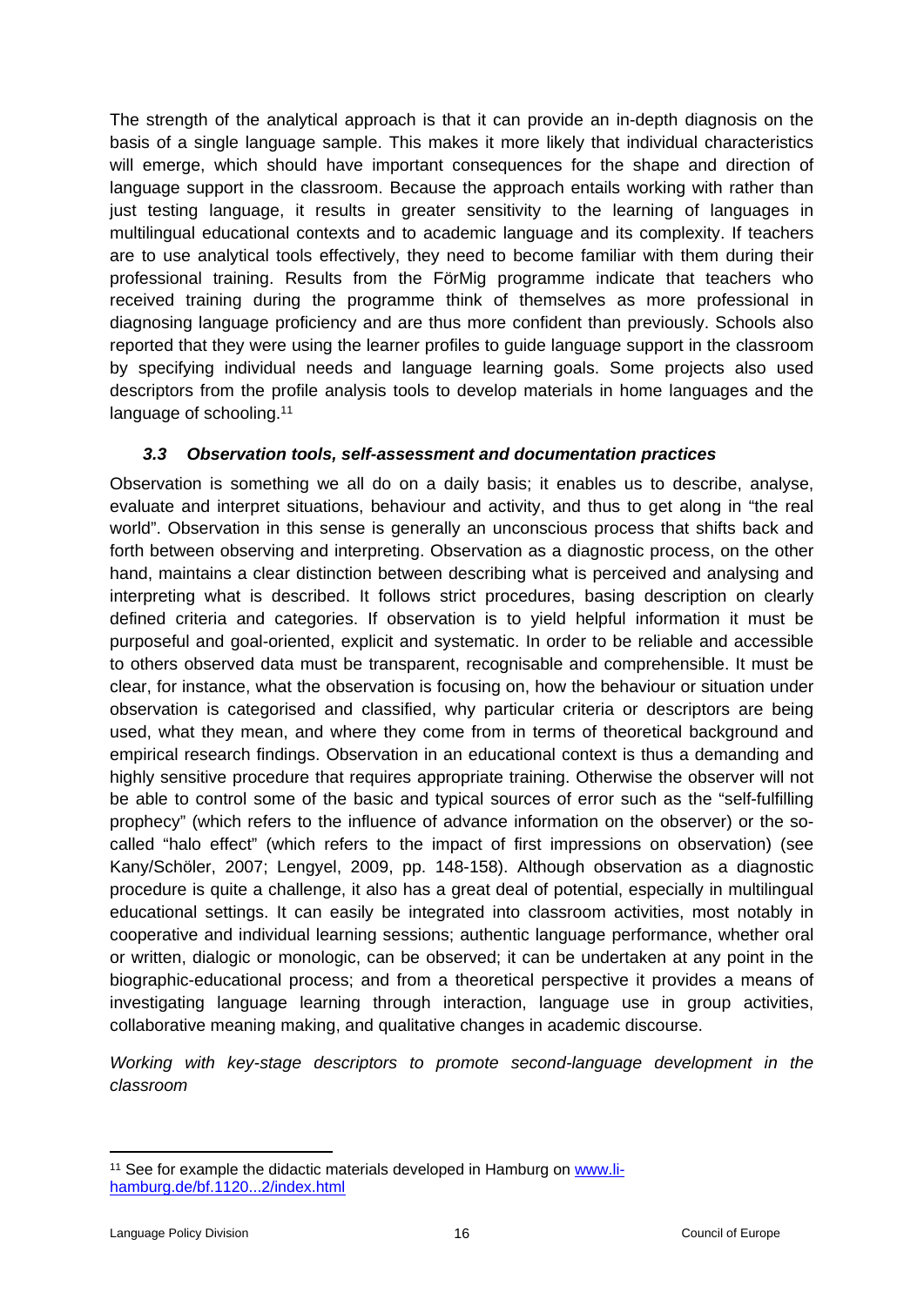The strength of the analytical approach is that it can provide an in-depth diagnosis on the basis of a single language sample. This makes it more likely that individual characteristics will emerge, which should have important consequences for the shape and direction of language support in the classroom. Because the approach entails working with rather than just testing language, it results in greater sensitivity to the learning of languages in multilingual educational contexts and to academic language and its complexity. If teachers are to use analytical tools effectively, they need to become familiar with them during their professional training. Results from the FörMig programme indicate that teachers who received training during the programme think of themselves as more professional in diagnosing language proficiency and are thus more confident than previously. Schools also reported that they were using the learner profiles to guide language support in the classroom by specifying individual needs and language learning goals. Some projects also used descriptors from the profile analysis tools to develop materials in home languages and the language of schooling.[11]

### *3.3 Observation tools, self-assessment and documentation practices*

Observation is something we all do on a daily basis; it enables us to describe, analyse, evaluate and interpret situations, behaviour and activity, and thus to get along in "the real world". Observation in this sense is generally an unconscious process that shifts back and forth between observing and interpreting. Observation as a diagnostic process, on the other hand, maintains a clear distinction between describing what is perceived and analysing and interpreting what is described. It follows strict procedures, basing description on clearly defined criteria and categories. If observation is to yield helpful information it must be purposeful and goal-oriented, explicit and systematic. In order to be reliable and accessible to others observed data must be transparent, recognisable and comprehensible. It must be clear, for instance, what the observation is focusing on, how the behaviour or situation under observation is categorised and classified, why particular criteria or descriptors are being used, what they mean, and where they come from in terms of theoretical background and empirical research findings. Observation in an educational context is thus a demanding and highly sensitive procedure that requires appropriate training. Otherwise the observer will not be able to control some of the basic and typical sources of error such as the "self-fulfilling prophecy" (which refers to the influence of advance information on the observer) or the so-called "halo effect" (which refers to the impact of first impressions on observation) (see Kany/Schöler, 2007; Lengyel, 2009, pp. 148-158). Although observation as a diagnostic procedure is quite a challenge, it also has a great deal of potential, especially in multilingual educational settings. It can easily be integrated into classroom activities, most notably in cooperative and individual learning sessions; authentic language performance, whether oral or written, dialogic or monologic, can be observed; it can be undertaken at any point in the biographic-educational process; and from a theoretical perspective it provides a means of investigating language learning through interaction, language use in group activities, collaborative meaning making, and qualitative changes in academic discourse.

*Working with key-stage descriptors to promote second-language development in the classroom*

---

[11] See for example the didactic materials developed in Hamburg on [www.li-hamburg.de/bf.1120...2/index.html](www.li-hamburg.de/bf.1120...2/index.html)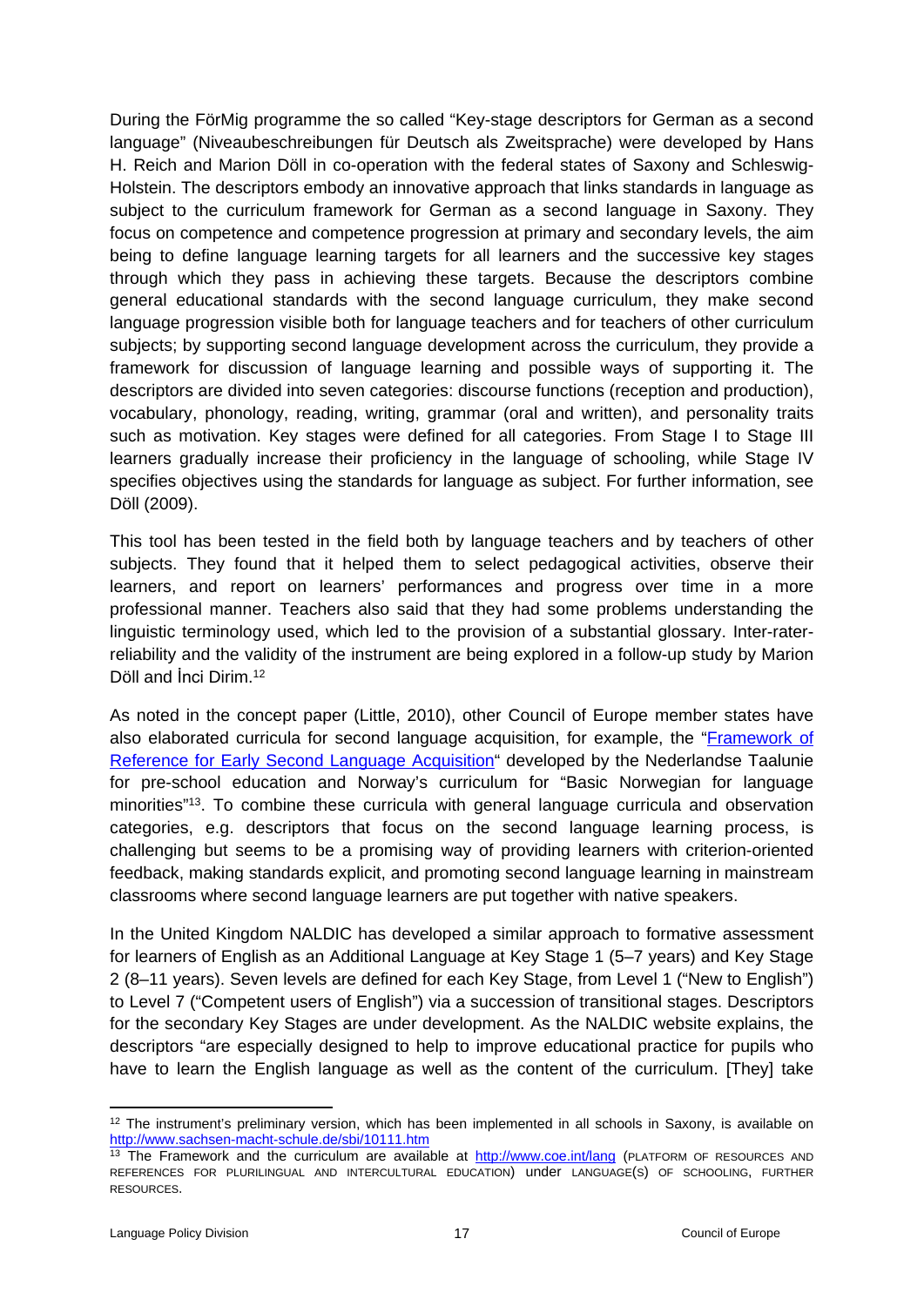During the FörMig programme the so called "Key-stage descriptors for German as a second language" (Niveaubeschreibungen für Deutsch als Zweitsprache) were developed by Hans H. Reich and Marion Döll in co-operation with the federal states of Saxony and Schleswig-Holstein. The descriptors embody an innovative approach that links standards in language as subject to the curriculum framework for German as a second language in Saxony. They focus on competence and competence progression at primary and secondary levels, the aim being to define language learning targets for all learners and the successive key stages through which they pass in achieving these targets. Because the descriptors combine general educational standards with the second language curriculum, they make second language progression visible both for language teachers and for teachers of other curriculum subjects; by supporting second language development across the curriculum, they provide a framework for discussion of language learning and possible ways of supporting it. The descriptors are divided into seven categories: discourse functions (reception and production), vocabulary, phonology, reading, writing, grammar (oral and written), and personality traits such as motivation. Key stages were defined for all categories. From Stage I to Stage III learners gradually increase their proficiency in the language of schooling, while Stage IV specifies objectives using the standards for language as subject. For further information, see Döll (2009).

This tool has been tested in the field both by language teachers and by teachers of other subjects. They found that it helped them to select pedagogical activities, observe their learners, and report on learners' performances and progress over time in a more professional manner. Teachers also said that they had some problems understanding the linguistic terminology used, which led to the provision of a substantial glossary. Inter-rater-reliability and the validity of the instrument are being explored in a follow-up study by Marion Döll and İnci Dirim.[12]

As noted in the concept paper (Little, 2010), other Council of Europe member states have also elaborated curricula for second language acquisition, for example, the "Framework of Reference for Early Second Language Acquisition" developed by the Nederlandse Taalunie for pre-school education and Norway's curriculum for "Basic Norwegian for language minorities"[13]. To combine these curricula with general language curricula and observation categories, e.g. descriptors that focus on the second language learning process, is challenging but seems to be a promising way of providing learners with criterion-oriented feedback, making standards explicit, and promoting second language learning in mainstream classrooms where second language learners are put together with native speakers.

In the United Kingdom NALDIC has developed a similar approach to formative assessment for learners of English as an Additional Language at Key Stage 1 (5–7 years) and Key Stage 2 (8–11 years). Seven levels are defined for each Key Stage, from Level 1 ("New to English") to Level 7 ("Competent users of English") via a succession of transitional stages. Descriptors for the secondary Key Stages are under development. As the NALDIC website explains, the descriptors "are especially designed to help to improve educational practice for pupils who have to learn the English language as well as the content of the curriculum. [They] take

---

[12] The instrument's preliminary version, which has been implemented in all schools in Saxony, is available on http://www.sachsen-macht-schule.de/sbi/10111.htm

[13] The Framework and the curriculum are available at http://www.coe.int/lang (PLATFORM OF RESOURCES AND REFERENCES FOR PLURILINGUAL AND INTERCULTURAL EDUCATION) under LANGUAGE(S) OF SCHOOLING, FURTHER RESOURCES.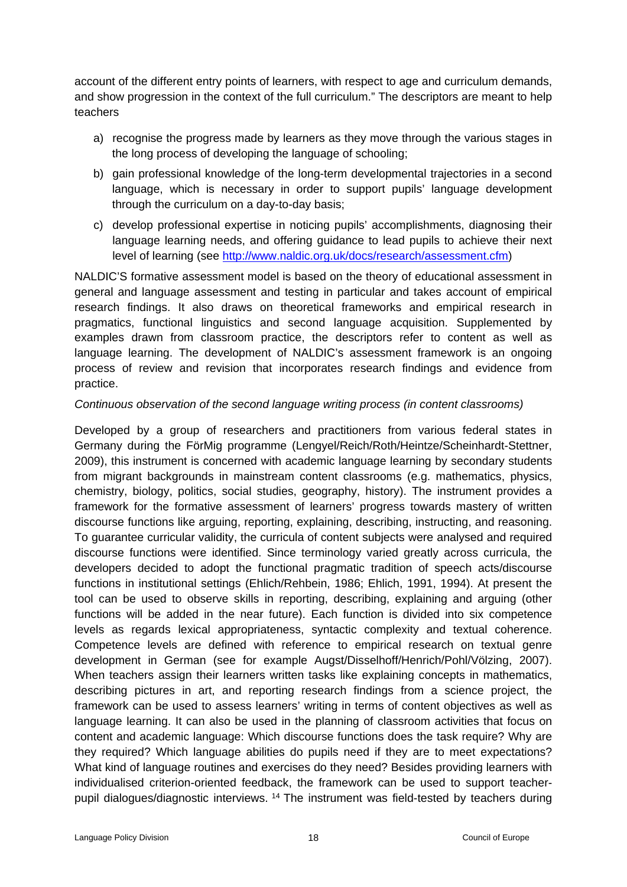account of the different entry points of learners, with respect to age and curriculum demands, and show progression in the context of the full curriculum." The descriptors are meant to help teachers

a) recognise the progress made by learners as they move through the various stages in the long process of developing the language of schooling;

b) gain professional knowledge of the long-term developmental trajectories in a second language, which is necessary in order to support pupils' language development through the curriculum on a day-to-day basis;

c) develop professional expertise in noticing pupils' accomplishments, diagnosing their language learning needs, and offering guidance to lead pupils to achieve their next level of learning (see http://www.naldic.org.uk/docs/research/assessment.cfm)

NALDIC'S formative assessment model is based on the theory of educational assessment in general and language assessment and testing in particular and takes account of empirical research findings. It also draws on theoretical frameworks and empirical research in pragmatics, functional linguistics and second language acquisition. Supplemented by examples drawn from classroom practice, the descriptors refer to content as well as language learning. The development of NALDIC's assessment framework is an ongoing process of review and revision that incorporates research findings and evidence from practice.

*Continuous observation of the second language writing process (in content classrooms)*

Developed by a group of researchers and practitioners from various federal states in Germany during the FörMig programme (Lengyel/Reich/Roth/Heintze/Scheinhardt-Stettner, 2009), this instrument is concerned with academic language learning by secondary students from migrant backgrounds in mainstream content classrooms (e.g. mathematics, physics, chemistry, biology, politics, social studies, geography, history). The instrument provides a framework for the formative assessment of learners' progress towards mastery of written discourse functions like arguing, reporting, explaining, describing, instructing, and reasoning. To guarantee curricular validity, the curricula of content subjects were analysed and required discourse functions were identified. Since terminology varied greatly across curricula, the developers decided to adopt the functional pragmatic tradition of speech acts/discourse functions in institutional settings (Ehlich/Rehbein, 1986; Ehlich, 1991, 1994). At present the tool can be used to observe skills in reporting, describing, explaining and arguing (other functions will be added in the near future). Each function is divided into six competence levels as regards lexical appropriateness, syntactic complexity and textual coherence. Competence levels are defined with reference to empirical research on textual genre development in German (see for example Augst/Disselhoff/Henrich/Pohl/Völzing, 2007). When teachers assign their learners written tasks like explaining concepts in mathematics, describing pictures in art, and reporting research findings from a science project, the framework can be used to assess learners' writing in terms of content objectives as well as language learning. It can also be used in the planning of classroom activities that focus on content and academic language: Which discourse functions does the task require? Why are they required? Which language abilities do pupils need if they are to meet expectations? What kind of language routines and exercises do they need? Besides providing learners with individualised criterion-oriented feedback, the framework can be used to support teacher-pupil dialogues/diagnostic interviews. [14] The instrument was field-tested by teachers during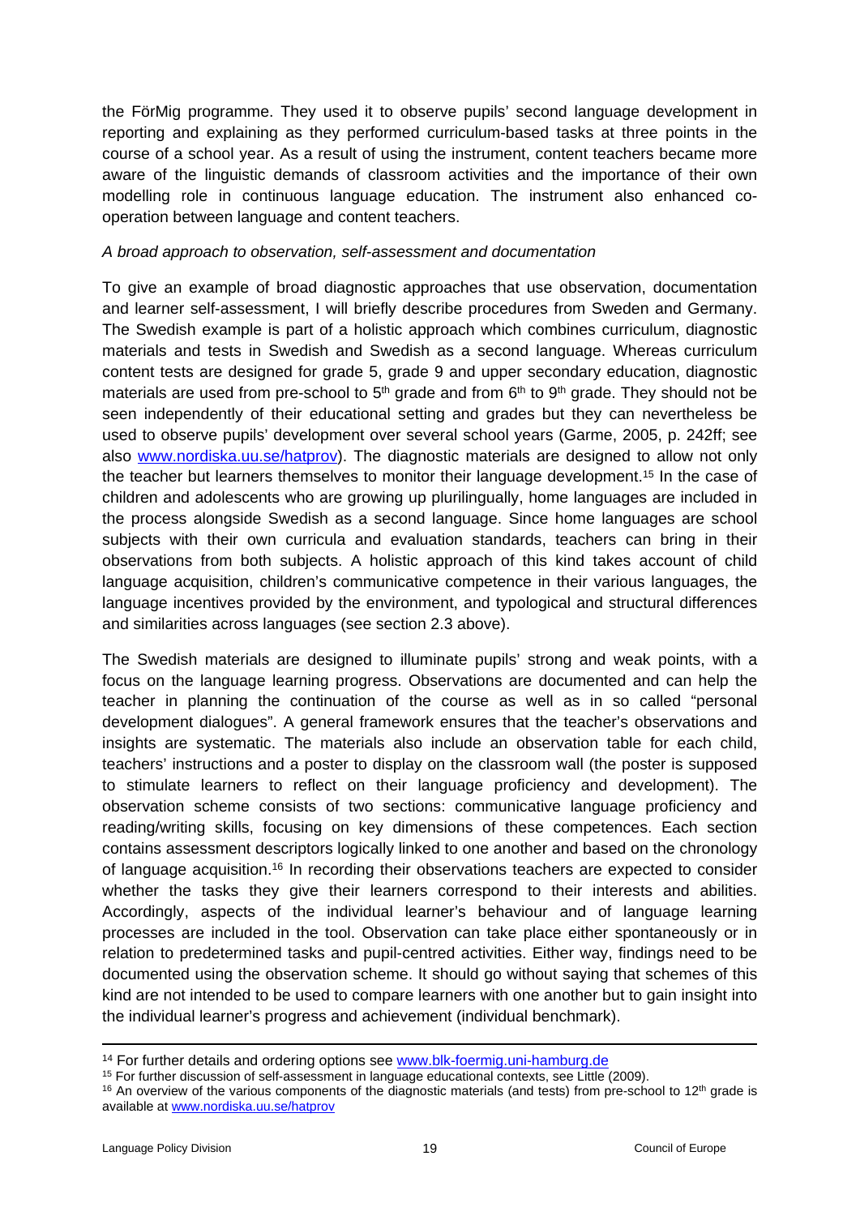the FörMig programme. They used it to observe pupils' second language development in reporting and explaining as they performed curriculum-based tasks at three points in the course of a school year. As a result of using the instrument, content teachers became more aware of the linguistic demands of classroom activities and the importance of their own modelling role in continuous language education. The instrument also enhanced co-operation between language and content teachers.

*A broad approach to observation, self-assessment and documentation*

To give an example of broad diagnostic approaches that use observation, documentation and learner self-assessment, I will briefly describe procedures from Sweden and Germany. The Swedish example is part of a holistic approach which combines curriculum, diagnostic materials and tests in Swedish and Swedish as a second language. Whereas curriculum content tests are designed for grade 5, grade 9 and upper secondary education, diagnostic materials are used from pre-school to 5th grade and from 6th to 9th grade. They should not be seen independently of their educational setting and grades but they can nevertheless be used to observe pupils' development over several school years (Garme, 2005, p. 242ff; see also www.nordiska.uu.se/hatprov). The diagnostic materials are designed to allow not only the teacher but learners themselves to monitor their language development.[15] In the case of children and adolescents who are growing up plurilingually, home languages are included in the process alongside Swedish as a second language. Since home languages are school subjects with their own curricula and evaluation standards, teachers can bring in their observations from both subjects. A holistic approach of this kind takes account of child language acquisition, children's communicative competence in their various languages, the language incentives provided by the environment, and typological and structural differences and similarities across languages (see section 2.3 above).

The Swedish materials are designed to illuminate pupils' strong and weak points, with a focus on the language learning progress. Observations are documented and can help the teacher in planning the continuation of the course as well as in so called "personal development dialogues". A general framework ensures that the teacher's observations and insights are systematic. The materials also include an observation table for each child, teachers' instructions and a poster to display on the classroom wall (the poster is supposed to stimulate learners to reflect on their language proficiency and development). The observation scheme consists of two sections: communicative language proficiency and reading/writing skills, focusing on key dimensions of these competences. Each section contains assessment descriptors logically linked to one another and based on the chronology of language acquisition.[16] In recording their observations teachers are expected to consider whether the tasks they give their learners correspond to their interests and abilities. Accordingly, aspects of the individual learner's behaviour and of language learning processes are included in the tool. Observation can take place either spontaneously or in relation to predetermined tasks and pupil-centred activities. Either way, findings need to be documented using the observation scheme. It should go without saying that schemes of this kind are not intended to be used to compare learners with one another but to gain insight into the individual learner's progress and achievement (individual benchmark).

---

[14] For further details and ordering options see www.blk-foermig.uni-hamburg.de

[15] For further discussion of self-assessment in language educational contexts, see Little (2009).

[16] An overview of the various components of the diagnostic materials (and tests) from pre-school to 12th grade is available at www.nordiska.uu.se/hatprov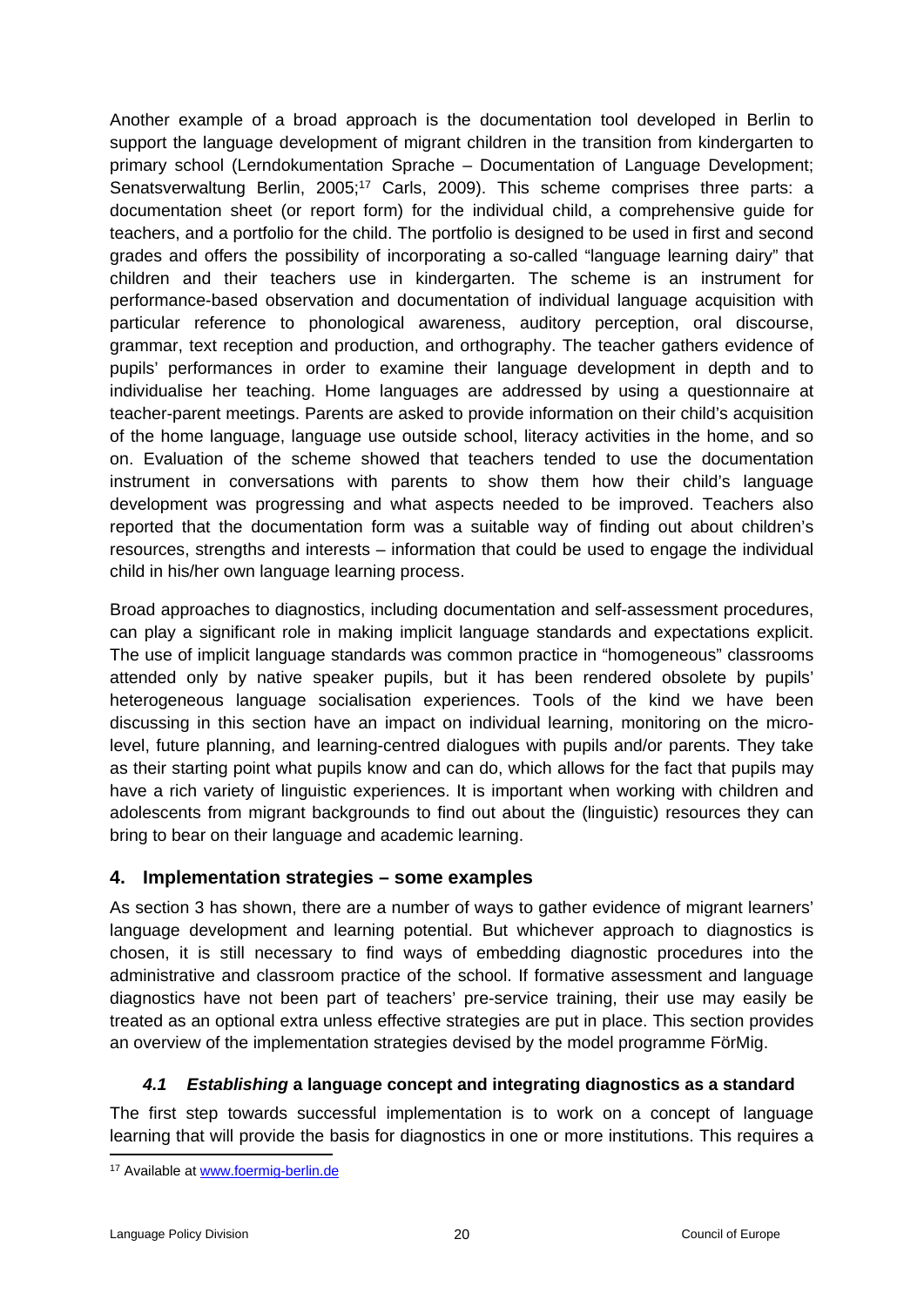Another example of a broad approach is the documentation tool developed in Berlin to support the language development of migrant children in the transition from kindergarten to primary school (Lerndokumentation Sprache – Documentation of Language Development; Senatsverwaltung Berlin, 2005;[17] Carls, 2009). This scheme comprises three parts: a documentation sheet (or report form) for the individual child, a comprehensive guide for teachers, and a portfolio for the child. The portfolio is designed to be used in first and second grades and offers the possibility of incorporating a so-called "language learning dairy" that children and their teachers use in kindergarten. The scheme is an instrument for performance-based observation and documentation of individual language acquisition with particular reference to phonological awareness, auditory perception, oral discourse, grammar, text reception and production, and orthography. The teacher gathers evidence of pupils' performances in order to examine their language development in depth and to individualise her teaching. Home languages are addressed by using a questionnaire at teacher-parent meetings. Parents are asked to provide information on their child's acquisition of the home language, language use outside school, literacy activities in the home, and so on. Evaluation of the scheme showed that teachers tended to use the documentation instrument in conversations with parents to show them how their child's language development was progressing and what aspects needed to be improved. Teachers also reported that the documentation form was a suitable way of finding out about children's resources, strengths and interests – information that could be used to engage the individual child in his/her own language learning process.

Broad approaches to diagnostics, including documentation and self-assessment procedures, can play a significant role in making implicit language standards and expectations explicit. The use of implicit language standards was common practice in "homogeneous" classrooms attended only by native speaker pupils, but it has been rendered obsolete by pupils' heterogeneous language socialisation experiences. Tools of the kind we have been discussing in this section have an impact on individual learning, monitoring on the micro-level, future planning, and learning-centred dialogues with pupils and/or parents. They take as their starting point what pupils know and can do, which allows for the fact that pupils may have a rich variety of linguistic experiences. It is important when working with children and adolescents from migrant backgrounds to find out about the (linguistic) resources they can bring to bear on their language and academic learning.

## 4. Implementation strategies – some examples

As section 3 has shown, there are a number of ways to gather evidence of migrant learners' language development and learning potential. But whichever approach to diagnostics is chosen, it is still necessary to find ways of embedding diagnostic procedures into the administrative and classroom practice of the school. If formative assessment and language diagnostics have not been part of teachers' pre-service training, their use may easily be treated as an optional extra unless effective strategies are put in place. This section provides an overview of the implementation strategies devised by the model programme FörMig.

### *4.1 Establishing* a language concept and integrating diagnostics as a standard

The first step towards successful implementation is to work on a concept of language learning that will provide the basis for diagnostics in one or more institutions. This requires a

[17] Available at www.foermig-berlin.de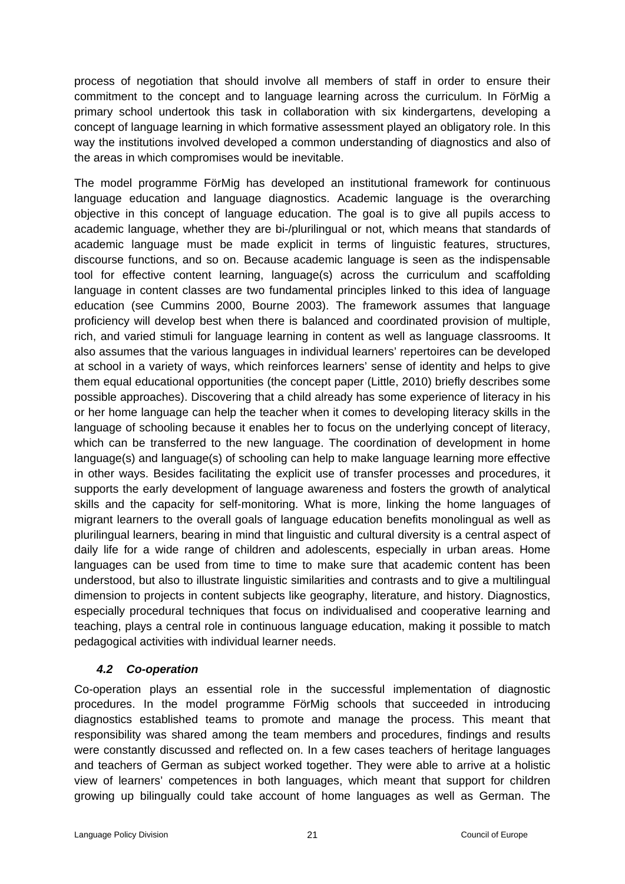process of negotiation that should involve all members of staff in order to ensure their commitment to the concept and to language learning across the curriculum. In FörMig a primary school undertook this task in collaboration with six kindergartens, developing a concept of language learning in which formative assessment played an obligatory role. In this way the institutions involved developed a common understanding of diagnostics and also of the areas in which compromises would be inevitable.

The model programme FörMig has developed an institutional framework for continuous language education and language diagnostics. Academic language is the overarching objective in this concept of language education. The goal is to give all pupils access to academic language, whether they are bi-/plurilingual or not, which means that standards of academic language must be made explicit in terms of linguistic features, structures, discourse functions, and so on. Because academic language is seen as the indispensable tool for effective content learning, language(s) across the curriculum and scaffolding language in content classes are two fundamental principles linked to this idea of language education (see Cummins 2000, Bourne 2003). The framework assumes that language proficiency will develop best when there is balanced and coordinated provision of multiple, rich, and varied stimuli for language learning in content as well as language classrooms. It also assumes that the various languages in individual learners' repertoires can be developed at school in a variety of ways, which reinforces learners' sense of identity and helps to give them equal educational opportunities (the concept paper (Little, 2010) briefly describes some possible approaches). Discovering that a child already has some experience of literacy in his or her home language can help the teacher when it comes to developing literacy skills in the language of schooling because it enables her to focus on the underlying concept of literacy, which can be transferred to the new language. The coordination of development in home language(s) and language(s) of schooling can help to make language learning more effective in other ways. Besides facilitating the explicit use of transfer processes and procedures, it supports the early development of language awareness and fosters the growth of analytical skills and the capacity for self-monitoring. What is more, linking the home languages of migrant learners to the overall goals of language education benefits monolingual as well as plurilingual learners, bearing in mind that linguistic and cultural diversity is a central aspect of daily life for a wide range of children and adolescents, especially in urban areas. Home languages can be used from time to time to make sure that academic content has been understood, but also to illustrate linguistic similarities and contrasts and to give a multilingual dimension to projects in content subjects like geography, literature, and history. Diagnostics, especially procedural techniques that focus on individualised and cooperative learning and teaching, plays a central role in continuous language education, making it possible to match pedagogical activities with individual learner needs.

### *4.2 Co-operation*

Co-operation plays an essential role in the successful implementation of diagnostic procedures. In the model programme FörMig schools that succeeded in introducing diagnostics established teams to promote and manage the process. This meant that responsibility was shared among the team members and procedures, findings and results were constantly discussed and reflected on. In a few cases teachers of heritage languages and teachers of German as subject worked together. They were able to arrive at a holistic view of learners' competences in both languages, which meant that support for children growing up bilingually could take account of home languages as well as German. The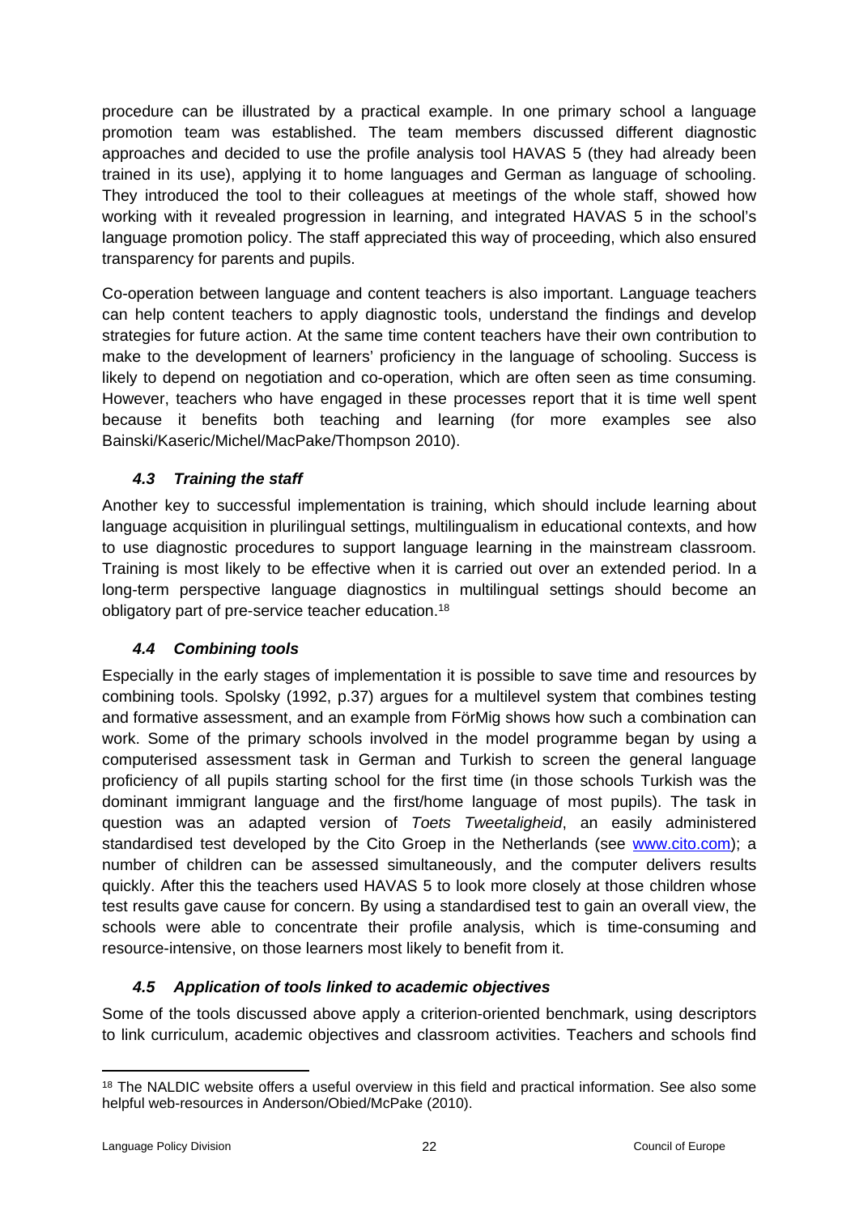procedure can be illustrated by a practical example. In one primary school a language promotion team was established. The team members discussed different diagnostic approaches and decided to use the profile analysis tool HAVAS 5 (they had already been trained in its use), applying it to home languages and German as language of schooling. They introduced the tool to their colleagues at meetings of the whole staff, showed how working with it revealed progression in learning, and integrated HAVAS 5 in the school's language promotion policy. The staff appreciated this way of proceeding, which also ensured transparency for parents and pupils.

Co-operation between language and content teachers is also important. Language teachers can help content teachers to apply diagnostic tools, understand the findings and develop strategies for future action. At the same time content teachers have their own contribution to make to the development of learners' proficiency in the language of schooling. Success is likely to depend on negotiation and co-operation, which are often seen as time consuming. However, teachers who have engaged in these processes report that it is time well spent because it benefits both teaching and learning (for more examples see also Bainski/Kaseric/Michel/MacPake/Thompson 2010).

### *4.3 Training the staff*

Another key to successful implementation is training, which should include learning about language acquisition in plurilingual settings, multilingualism in educational contexts, and how to use diagnostic procedures to support language learning in the mainstream classroom. Training is most likely to be effective when it is carried out over an extended period. In a long-term perspective language diagnostics in multilingual settings should become an obligatory part of pre-service teacher education.[18]

### *4.4 Combining tools*

Especially in the early stages of implementation it is possible to save time and resources by combining tools. Spolsky (1992, p.37) argues for a multilevel system that combines testing and formative assessment, and an example from FörMig shows how such a combination can work. Some of the primary schools involved in the model programme began by using a computerised assessment task in German and Turkish to screen the general language proficiency of all pupils starting school for the first time (in those schools Turkish was the dominant immigrant language and the first/home language of most pupils). The task in question was an adapted version of *Toets Tweetaligheid*, an easily administered standardised test developed by the Cito Groep in the Netherlands (see www.cito.com); a number of children can be assessed simultaneously, and the computer delivers results quickly. After this the teachers used HAVAS 5 to look more closely at those children whose test results gave cause for concern. By using a standardised test to gain an overall view, the schools were able to concentrate their profile analysis, which is time-consuming and resource-intensive, on those learners most likely to benefit from it.

### *4.5 Application of tools linked to academic objectives*

Some of the tools discussed above apply a criterion-oriented benchmark, using descriptors to link curriculum, academic objectives and classroom activities. Teachers and schools find

---

[18] The NALDIC website offers a useful overview in this field and practical information. See also some helpful web-resources in Anderson/Obied/McPake (2010).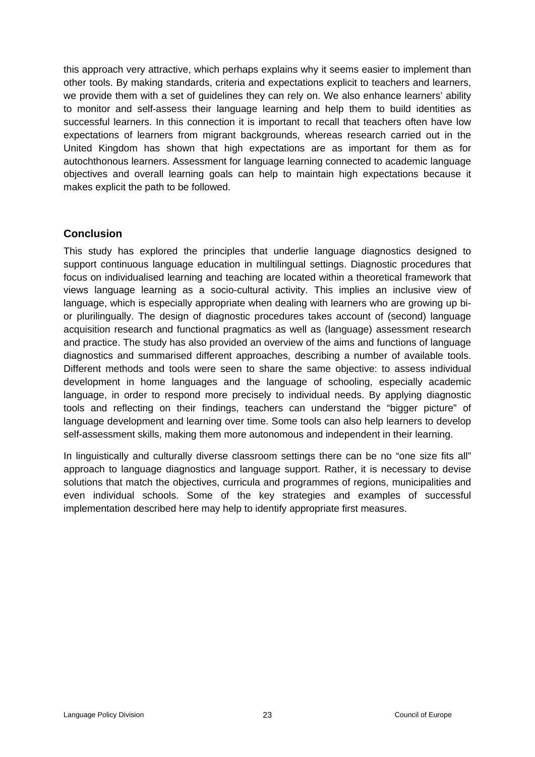this approach very attractive, which perhaps explains why it seems easier to implement than other tools. By making standards, criteria and expectations explicit to teachers and learners, we provide them with a set of guidelines they can rely on. We also enhance learners' ability to monitor and self-assess their language learning and help them to build identities as successful learners. In this connection it is important to recall that teachers often have low expectations of learners from migrant backgrounds, whereas research carried out in the United Kingdom has shown that high expectations are as important for them as for autochthonous learners. Assessment for language learning connected to academic language objectives and overall learning goals can help to maintain high expectations because it makes explicit the path to be followed.

## Conclusion

This study has explored the principles that underlie language diagnostics designed to support continuous language education in multilingual settings. Diagnostic procedures that focus on individualised learning and teaching are located within a theoretical framework that views language learning as a socio-cultural activity. This implies an inclusive view of language, which is especially appropriate when dealing with learners who are growing up bi- or plurilingually. The design of diagnostic procedures takes account of (second) language acquisition research and functional pragmatics as well as (language) assessment research and practice. The study has also provided an overview of the aims and functions of language diagnostics and summarised different approaches, describing a number of available tools. Different methods and tools were seen to share the same objective: to assess individual development in home languages and the language of schooling, especially academic language, in order to respond more precisely to individual needs. By applying diagnostic tools and reflecting on their findings, teachers can understand the "bigger picture" of language development and learning over time. Some tools can also help learners to develop self-assessment skills, making them more autonomous and independent in their learning.

In linguistically and culturally diverse classroom settings there can be no "one size fits all" approach to language diagnostics and language support. Rather, it is necessary to devise solutions that match the objectives, curricula and programmes of regions, municipalities and even individual schools. Some of the key strategies and examples of successful implementation described here may help to identify appropriate first measures.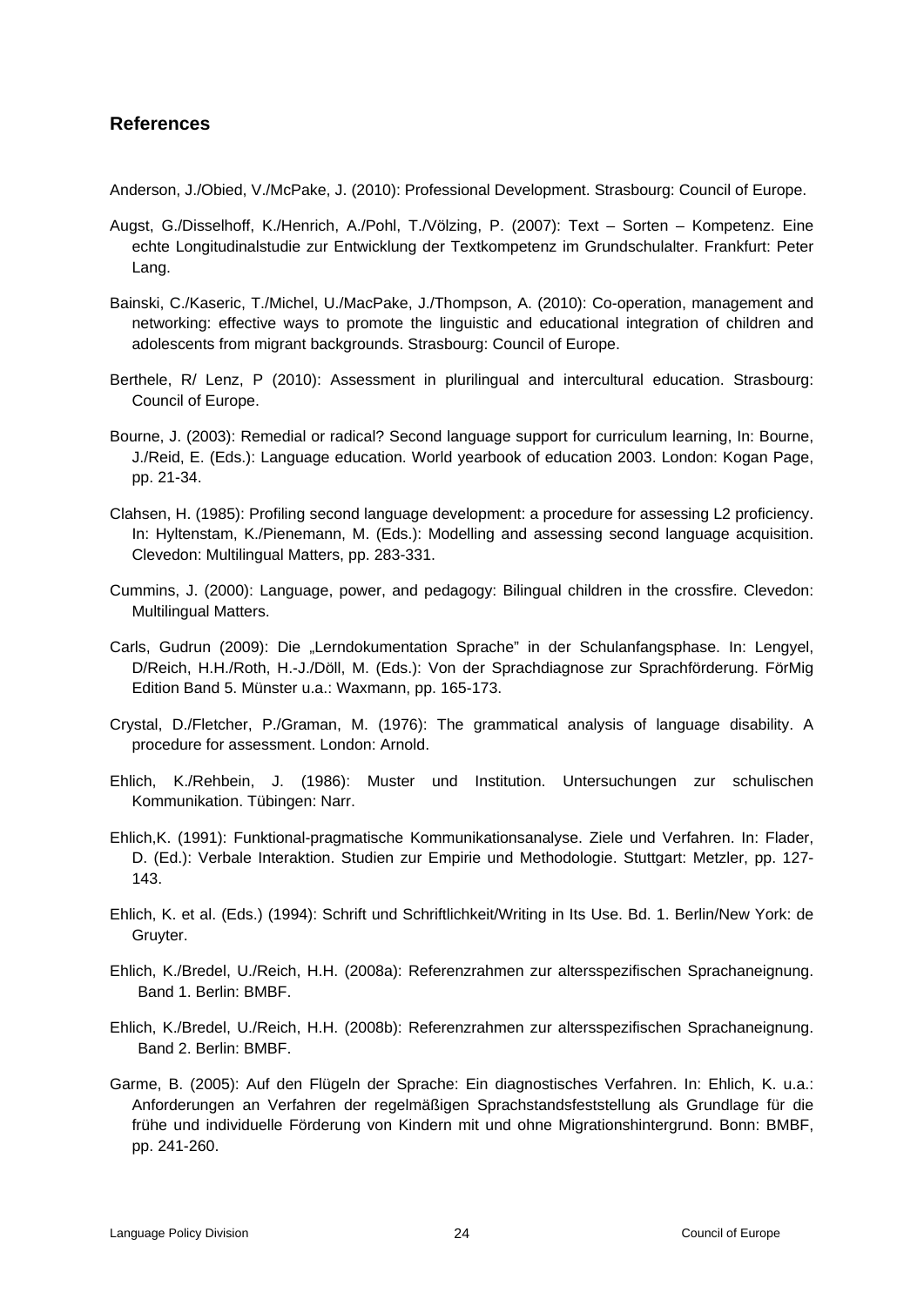## References

Anderson, J./Obied, V./McPake, J. (2010): Professional Development. Strasbourg: Council of Europe.

Augst, G./Disselhoff, K./Henrich, A./Pohl, T./Völzing, P. (2007): Text – Sorten – Kompetenz. Eine echte Longitudinalstudie zur Entwicklung der Textkompetenz im Grundschulalter. Frankfurt: Peter Lang.

Bainski, C./Kaseric, T./Michel, U./MacPake, J./Thompson, A. (2010): Co-operation, management and networking: effective ways to promote the linguistic and educational integration of children and adolescents from migrant backgrounds. Strasbourg: Council of Europe.

Berthele, R/ Lenz, P (2010): Assessment in plurilingual and intercultural education. Strasbourg: Council of Europe.

Bourne, J. (2003): Remedial or radical? Second language support for curriculum learning, In: Bourne, J./Reid, E. (Eds.): Language education. World yearbook of education 2003. London: Kogan Page, pp. 21-34.

Clahsen, H. (1985): Profiling second language development: a procedure for assessing L2 proficiency. In: Hyltenstam, K./Pienemann, M. (Eds.): Modelling and assessing second language acquisition. Clevedon: Multilingual Matters, pp. 283-331.

Cummins, J. (2000): Language, power, and pedagogy: Bilingual children in the crossfire. Clevedon: Multilingual Matters.

Carls, Gudrun (2009): Die „Lerndokumentation Sprache" in der Schulanfangsphase. In: Lengyel, D/Reich, H.H./Roth, H.-J./Döll, M. (Eds.): Von der Sprachdiagnose zur Sprachförderung. FörMig Edition Band 5. Münster u.a.: Waxmann, pp. 165-173.

Crystal, D./Fletcher, P./Graman, M. (1976): The grammatical analysis of language disability. A procedure for assessment. London: Arnold.

Ehlich, K./Rehbein, J. (1986): Muster und Institution. Untersuchungen zur schulischen Kommunikation. Tübingen: Narr.

Ehlich,K. (1991): Funktional-pragmatische Kommunikationsanalyse. Ziele und Verfahren. In: Flader, D. (Ed.): Verbale Interaktion. Studien zur Empirie und Methodologie. Stuttgart: Metzler, pp. 127-143.

Ehlich, K. et al. (Eds.) (1994): Schrift und Schriftlichkeit/Writing in Its Use. Bd. 1. Berlin/New York: de Gruyter.

Ehlich, K./Bredel, U./Reich, H.H. (2008a): Referenzrahmen zur altersspezifischen Sprachaneignung. Band 1. Berlin: BMBF.

Ehlich, K./Bredel, U./Reich, H.H. (2008b): Referenzrahmen zur altersspezifischen Sprachaneignung. Band 2. Berlin: BMBF.

Garme, B. (2005): Auf den Flügeln der Sprache: Ein diagnostisches Verfahren. In: Ehlich, K. u.a.: Anforderungen an Verfahren der regelmäßigen Sprachstandsfeststellung als Grundlage für die frühe und individuelle Förderung von Kindern mit und ohne Migrationshintergrund. Bonn: BMBF, pp. 241-260.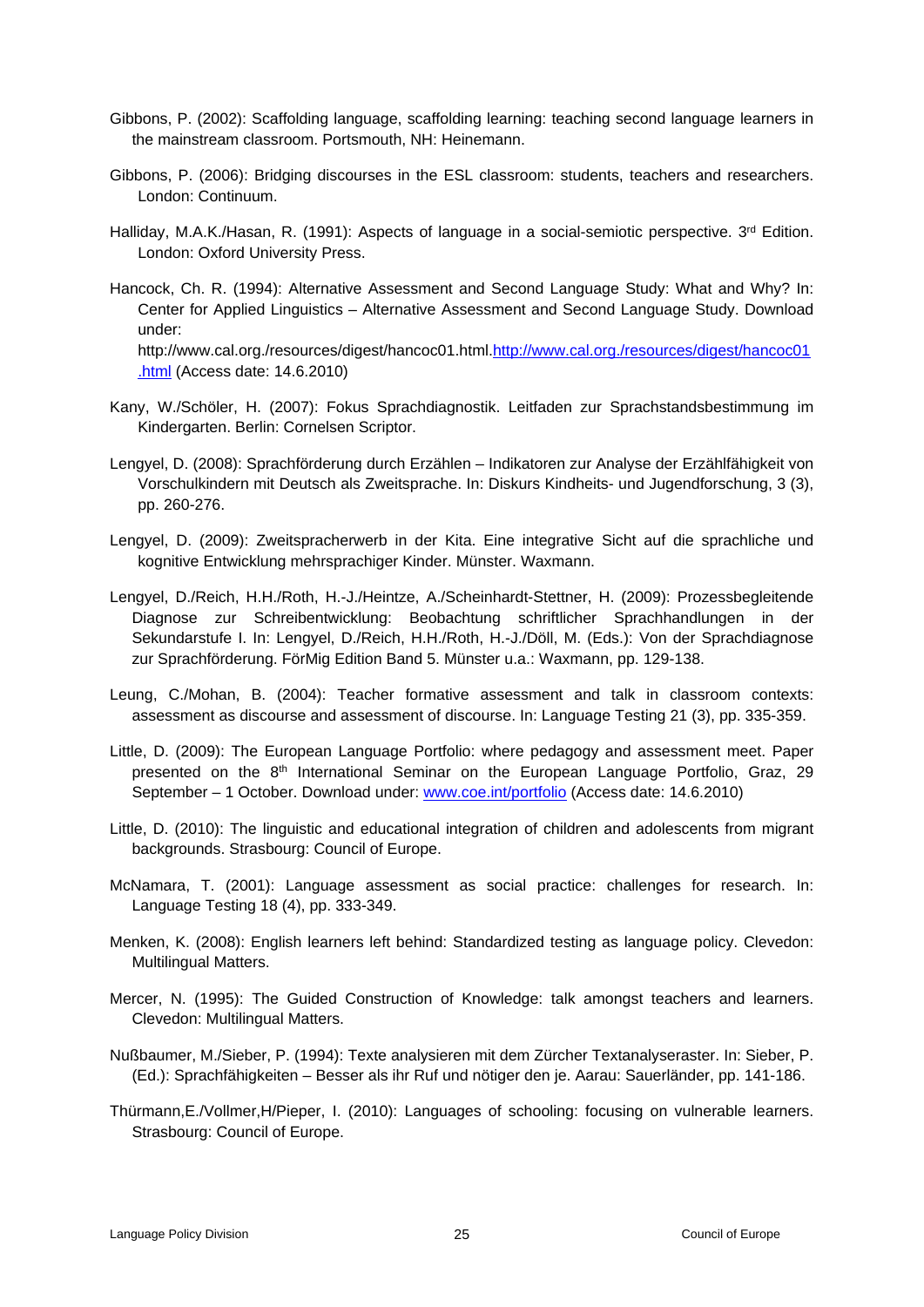Gibbons, P. (2002): Scaffolding language, scaffolding learning: teaching second language learners in the mainstream classroom. Portsmouth, NH: Heinemann.

Gibbons, P. (2006): Bridging discourses in the ESL classroom: students, teachers and researchers. London: Continuum.

Halliday, M.A.K./Hasan, R. (1991): Aspects of language in a social-semiotic perspective. 3rd Edition. London: Oxford University Press.

Hancock, Ch. R. (1994): Alternative Assessment and Second Language Study: What and Why? In: Center for Applied Linguistics – Alternative Assessment and Second Language Study. Download under: http://www.cal.org./resources/digest/hancoc01.html.http://www.cal.org./resources/digest/hancoc01.html (Access date: 14.6.2010)

Kany, W./Schöler, H. (2007): Fokus Sprachdiagnostik. Leitfaden zur Sprachstandsbestimmung im Kindergarten. Berlin: Cornelsen Scriptor.

Lengyel, D. (2008): Sprachförderung durch Erzählen – Indikatoren zur Analyse der Erzählfähigkeit von Vorschulkindern mit Deutsch als Zweitsprache. In: Diskurs Kindheits- und Jugendforschung, 3 (3), pp. 260-276.

Lengyel, D. (2009): Zweitspracherwerb in der Kita. Eine integrative Sicht auf die sprachliche und kognitive Entwicklung mehrsprachiger Kinder. Münster. Waxmann.

Lengyel, D./Reich, H.H./Roth, H.-J./Heintze, A./Scheinhardt-Stettner, H. (2009): Prozessbegleitende Diagnose zur Schreibentwicklung: Beobachtung schriftlicher Sprachhandlungen in der Sekundarstufe I. In: Lengyel, D./Reich, H.H./Roth, H.-J./Döll, M. (Eds.): Von der Sprachdiagnose zur Sprachförderung. FörMig Edition Band 5. Münster u.a.: Waxmann, pp. 129-138.

Leung, C./Mohan, B. (2004): Teacher formative assessment and talk in classroom contexts: assessment as discourse and assessment of discourse. In: Language Testing 21 (3), pp. 335-359.

Little, D. (2009): The European Language Portfolio: where pedagogy and assessment meet. Paper presented on the 8th International Seminar on the European Language Portfolio, Graz, 29 September – 1 October. Download under: www.coe.int/portfolio (Access date: 14.6.2010)

Little, D. (2010): The linguistic and educational integration of children and adolescents from migrant backgrounds. Strasbourg: Council of Europe.

McNamara, T. (2001): Language assessment as social practice: challenges for research. In: Language Testing 18 (4), pp. 333-349.

Menken, K. (2008): English learners left behind: Standardized testing as language policy. Clevedon: Multilingual Matters.

Mercer, N. (1995): The Guided Construction of Knowledge: talk amongst teachers and learners. Clevedon: Multilingual Matters.

Nußbaumer, M./Sieber, P. (1994): Texte analysieren mit dem Zürcher Textanalyseraster. In: Sieber, P. (Ed.): Sprachfähigkeiten – Besser als ihr Ruf und nötiger den je. Aarau: Sauerländer, pp. 141-186.

Thürmann,E./Vollmer,H/Pieper, I. (2010): Languages of schooling: focusing on vulnerable learners. Strasbourg: Council of Europe.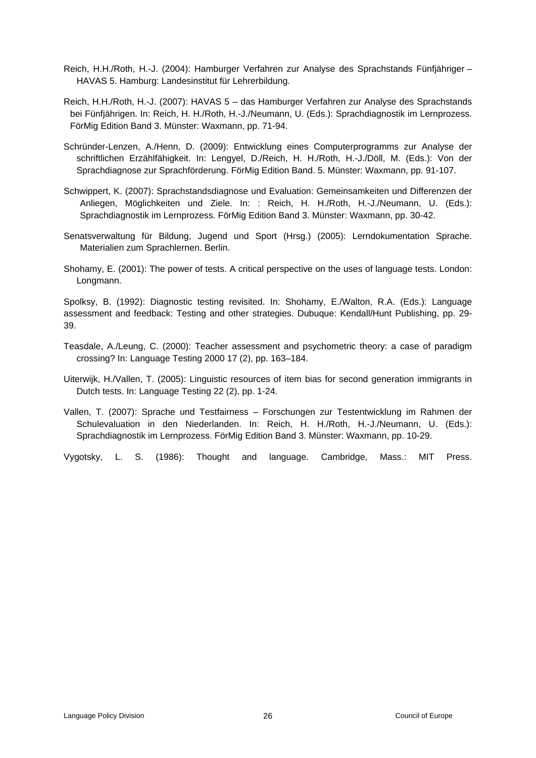Reich, H.H./Roth, H.-J. (2004): Hamburger Verfahren zur Analyse des Sprachstands Fünfjähriger – HAVAS 5. Hamburg: Landesinstitut für Lehrerbildung.

Reich, H.H./Roth, H.-J. (2007): HAVAS 5 – das Hamburger Verfahren zur Analyse des Sprachstands bei Fünfjährigen. In: Reich, H. H./Roth, H.-J./Neumann, U. (Eds.): Sprachdiagnostik im Lernprozess. FörMig Edition Band 3. Münster: Waxmann, pp. 71-94.

Schründer-Lenzen, A./Henn, D. (2009): Entwicklung eines Computerprogramms zur Analyse der schriftlichen Erzählfähigkeit. In: Lengyel, D./Reich, H. H./Roth, H.-J./Döll, M. (Eds.): Von der Sprachdiagnose zur Sprachförderung. FörMig Edition Band. 5. Münster: Waxmann, pp. 91-107.

Schwippert, K. (2007): Sprachstandsdiagnose und Evaluation: Gemeinsamkeiten und Differenzen der Anliegen, Möglichkeiten und Ziele. In: : Reich, H. H./Roth, H.-J./Neumann, U. (Eds.): Sprachdiagnostik im Lernprozess. FörMig Edition Band 3. Münster: Waxmann, pp. 30-42.

Senatsverwaltung für Bildung, Jugend und Sport (Hrsg.) (2005): Lerndokumentation Sprache. Materialien zum Sprachlernen. Berlin.

Shohamy, E. (2001): The power of tests. A critical perspective on the uses of language tests. London: Longmann.

Spolksy, B. (1992): Diagnostic testing revisited. In: Shohamy, E./Walton, R.A. (Eds.): Language assessment and feedback: Testing and other strategies. Dubuque: Kendall/Hunt Publishing, pp. 29-39.

Teasdale, A./Leung, C. (2000): Teacher assessment and psychometric theory: a case of paradigm crossing? In: Language Testing 2000 17 (2), pp. 163–184.

Uiterwijk, H./Vallen, T. (2005): Linguistic resources of item bias for second generation immigrants in Dutch tests. In: Language Testing 22 (2), pp. 1-24.

Vallen, T. (2007): Sprache und Testfairness – Forschungen zur Testentwicklung im Rahmen der Schulevaluation in den Niederlanden. In: Reich, H. H./Roth, H.-J./Neumann, U. (Eds.): Sprachdiagnostik im Lernprozess. FörMig Edition Band 3. Münster: Waxmann, pp. 10-29.

Vygotsky, L. S. (1986): Thought and language. Cambridge, Mass.: MIT Press.